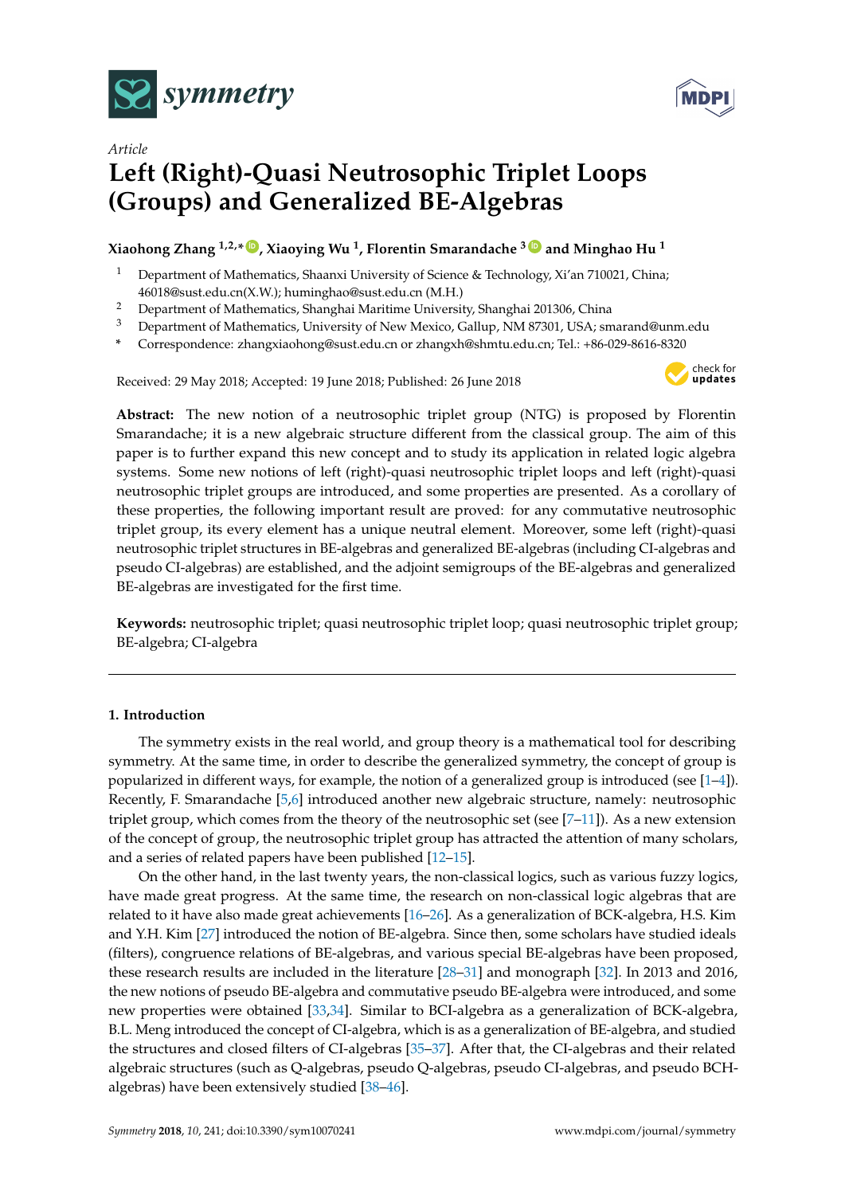Article

# Left (Right)-Quasi Neutrosophic Triplet Loops (Groups) and Generalized BE-Algebras

**Xiaohong Zhang [1,2,*], Xiaoying Wu [1], Florentin Smarandache [3] and Minghao Hu [1]**

[1] Department of Mathematics, Shaanxi University of Science & Technology, Xi'an 710021, China; 46018@sust.edu.cn(X.W.); huminghao@sust.edu.cn (M.H.)

[2] Department of Mathematics, Shanghai Maritime University, Shanghai 201306, China

[3] Department of Mathematics, University of New Mexico, Gallup, NM 87301, USA; smarand@unm.edu

[*] Correspondence: zhangxiaohong@sust.edu.cn or zhangxh@shmtu.edu.cn; Tel.: +86-029-8616-8320

Received: 29 May 2018; Accepted: 19 June 2018; Published: 26 June 2018

**Abstract:** The new notion of a neutrosophic triplet group (NTG) is proposed by Florentin Smarandache; it is a new algebraic structure different from the classical group. The aim of this paper is to further expand this new concept and to study its application in related logic algebra systems. Some new notions of left (right)-quasi neutrosophic triplet loops and left (right)-quasi neutrosophic triplet groups are introduced, and some properties are presented. As a corollary of these properties, the following important result are proved: for any commutative neutrosophic triplet group, its every element has a unique neutral element. Moreover, some left (right)-quasi neutrosophic triplet structures in BE-algebras and generalized BE-algebras (including CI-algebras and pseudo CI-algebras) are established, and the adjoint semigroups of the BE-algebras and generalized BE-algebras are investigated for the first time.

**Keywords:** neutrosophic triplet; quasi neutrosophic triplet loop; quasi neutrosophic triplet group; BE-algebra; CI-algebra

## 1. Introduction

The symmetry exists in the real world, and group theory is a mathematical tool for describing symmetry. At the same time, in order to describe the generalized symmetry, the concept of group is popularized in different ways, for example, the notion of a generalized group is introduced (see [1–4]). Recently, F. Smarandache [5,6] introduced another new algebraic structure, namely: neutrosophic triplet group, which comes from the theory of the neutrosophic set (see [7–11]). As a new extension of the concept of group, the neutrosophic triplet group has attracted the attention of many scholars, and a series of related papers have been published [12–15].

On the other hand, in the last twenty years, the non-classical logics, such as various fuzzy logics, have made great progress. At the same time, the research on non-classical logic algebras that are related to it have also made great achievements [16–26]. As a generalization of BCK-algebra, H.S. Kim and Y.H. Kim [27] introduced the notion of BE-algebra. Since then, some scholars have studied ideals (filters), congruence relations of BE-algebras, and various special BE-algebras have been proposed, these research results are included in the literature [28–31] and monograph [32]. In 2013 and 2016, the new notions of pseudo BE-algebra and commutative pseudo BE-algebra were introduced, and some new properties were obtained [33,34]. Similar to BCI-algebra as a generalization of BCK-algebra, B.L. Meng introduced the concept of CI-algebra, which is as a generalization of BE-algebra, and studied the structures and closed filters of CI-algebras [35–37]. After that, the CI-algebras and their related algebraic structures (such as Q-algebras, pseudo Q-algebras, pseudo CI-algebras, and pseudo BCH-algebras) have been extensively studied [38–46].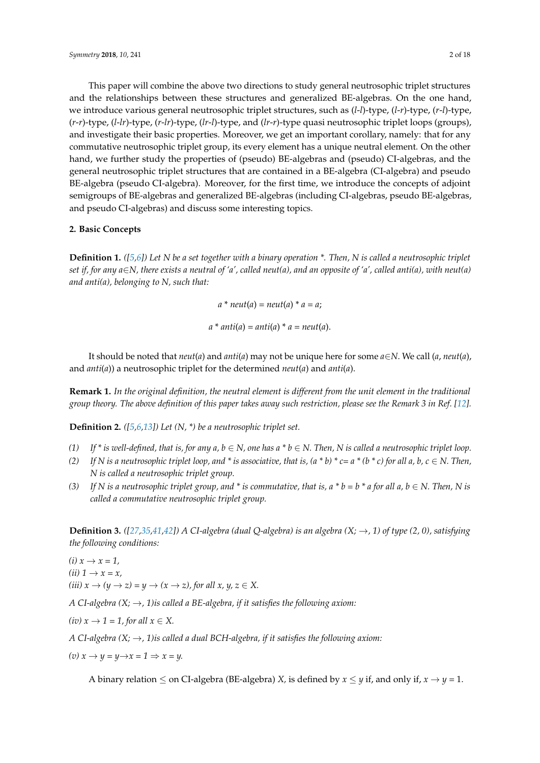This paper will combine the above two directions to study general neutrosophic triplet structures and the relationships between these structures and generalized BE-algebras. On the one hand, we introduce various general neutrosophic triplet structures, such as ($l$-$l$)-type, ($l$-$r$)-type, ($r$-$l$)-type, ($r$-$r$)-type, ($l$-$lr$)-type, ($r$-$lr$)-type, ($lr$-$l$)-type, and ($lr$-$r$)-type quasi neutrosophic triplet loops (groups), and investigate their basic properties. Moreover, we get an important corollary, namely: that for any commutative neutrosophic triplet group, its every element has a unique neutral element. On the other hand, we further study the properties of (pseudo) BE-algebras and (pseudo) CI-algebras, and the general neutrosophic triplet structures that are contained in a BE-algebra (CI-algebra) and pseudo BE-algebra (pseudo CI-algebra). Moreover, for the first time, we introduce the concepts of adjoint semigroups of BE-algebras and generalized BE-algebras (including CI-algebras, pseudo BE-algebras, and pseudo CI-algebras) and discuss some interesting topics.

## 2. Basic Concepts

**Definition 1.** *([5,6]) Let N be a set together with a binary operation \*. Then, N is called a neutrosophic triplet set if, for any $a \in N$, there exists a neutral of 'a', called neut(a), and an opposite of 'a', called anti(a), with neut(a) and anti(a), belonging to N, such that:*

$$a * neut(a) = neut(a) * a = a;$$

$$a * anti(a) = anti(a) * a = neut(a).$$

It should be noted that *neut*($a$) and *anti*($a$) may not be unique here for some $a \in N$. We call ($a$, *neut*($a$), and *anti*($a$)) a neutrosophic triplet for the determined *neut*($a$) and *anti*($a$).

**Remark 1.** *In the original definition, the neutral element is different from the unit element in the traditional group theory. The above definition of this paper takes away such restriction, please see the Remark 3 in Ref. [12].*

**Definition 2.** *([5,6,13]) Let (N, \*) be a neutrosophic triplet set.*

*(1) If \* is well-defined, that is, for any a, b $\in$ N, one has a \* b $\in$ N. Then, N is called a neutrosophic triplet loop.*
*(2) If N is a neutrosophic triplet loop, and \* is associative, that is, (a \* b) \* c= a \* (b \* c) for all a, b, c $\in$ N. Then, N is called a neutrosophic triplet group.*
*(3) If N is a neutrosophic triplet group, and \* is commutative, that is, a \* b = b \* a for all a, b $\in$ N. Then, N is called a commutative neutrosophic triplet group.*

**Definition 3.** *([27,35,41,42]) A CI-algebra (dual Q-algebra) is an algebra (X; $\rightarrow$, 1) of type (2, 0), satisfying the following conditions:*

*(i)* $x \rightarrow x = 1$,
*(ii)* $1 \rightarrow x = x$,
*(iii)* $x \rightarrow (y \rightarrow z) = y \rightarrow (x \rightarrow z)$, *for all* $x, y, z \in X$.

*A CI-algebra (X; $\rightarrow$, 1)is called a BE-algebra, if it satisfies the following axiom:*

*(iv)* $x \rightarrow 1 = 1$, *for all* $x \in X$.

*A CI-algebra (X; $\rightarrow$, 1)is called a dual BCH-algebra, if it satisfies the following axiom:*

*(v)* $x \rightarrow y = y \rightarrow x = 1 \Rightarrow x = y$.

A binary relation $\leq$ on CI-algebra (BE-algebra) $X$, is defined by $x \leq y$ if, and only if, $x \rightarrow y = 1$.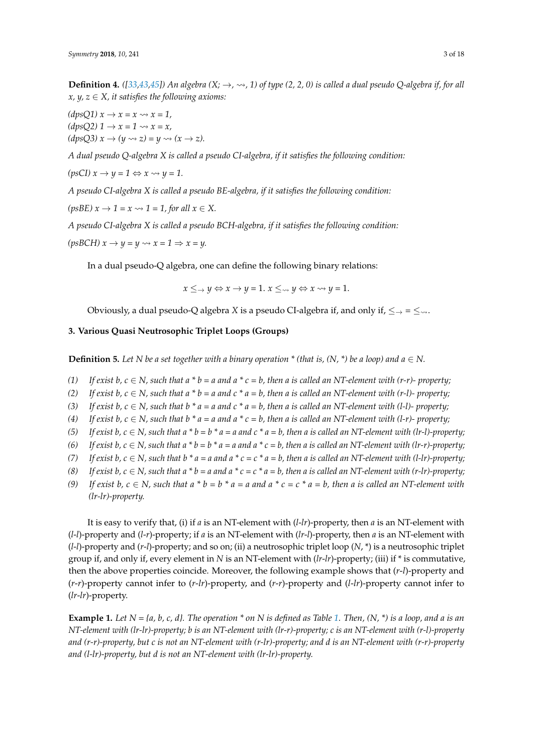**Definition 4.** *([33,43,45]) An algebra $(X; \rightarrow, \rightsquigarrow, 1)$ of type (2, 2, 0) is called a dual pseudo Q-algebra if, for all $x, y, z \in X$, it satisfies the following axioms:*

*(dpsQ1)* $x \rightarrow x = x \rightsquigarrow x = 1$,
*(dpsQ2)* $1 \rightarrow x = 1 \rightsquigarrow x = x$,
*(dpsQ3)* $x \rightarrow (y \rightsquigarrow z) = y \rightsquigarrow (x \rightarrow z)$.

*A dual pseudo Q-algebra X is called a pseudo CI-algebra, if it satisfies the following condition:*

*(psCI)* $x \rightarrow y = 1 \Leftrightarrow x \rightsquigarrow y = 1$.

*A pseudo CI-algebra X is called a pseudo BE-algebra, if it satisfies the following condition:*

*(psBE)* $x \rightarrow 1 = x \rightsquigarrow 1 = 1$, *for all* $x \in X$.

*A pseudo CI-algebra X is called a pseudo BCH-algebra, if it satisfies the following condition:*

*(psBCH)* $x \rightarrow y = y \rightsquigarrow x = 1 \Rightarrow x = y$.

In a dual pseudo-Q algebra, one can define the following binary relations:

$$x \leq_{\rightarrow} y \Leftrightarrow x \rightarrow y = 1. \ x \leq_{\rightsquigarrow} y \Leftrightarrow x \rightsquigarrow y = 1.$$

Obviously, a dual pseudo-Q algebra $X$ is a pseudo CI-algebra if, and only if, $\leq_{\rightarrow} = \leq_{\rightsquigarrow}$.

## 3. Various Quasi Neutrosophic Triplet Loops (Groups)

**Definition 5.** *Let N be a set together with a binary operation * (that is, (N, *) be a loop) and $a \in N$.*

1. *If exist $b, c \in N$, such that a * b = a and a * c = b, then a is called an NT-element with (r-r)- property;*
2. *If exist $b, c \in N$, such that a * b = a and c * a = b, then a is called an NT-element with (r-l)- property;*
3. *If exist $b, c \in N$, such that b * a = a and c * a = b, then a is called an NT-element with (l-l)- property;*
4. *If exist $b, c \in N$, such that b * a = a and a * c = b, then a is called an NT-element with (l-r)- property;*
5. *If exist $b, c \in N$, such that a * b = b * a = a and c * a = b, then a is called an NT-element with (lr-l)-property;*
6. *If exist $b, c \in N$, such that a * b = b * a = a and a * c = b, then a is called an NT-element with (lr-r)-property;*
7. *If exist $b, c \in N$, such that b * a = a and a * c = c * a = b, then a is called an NT-element with (l-lr)-property;*
8. *If exist $b, c \in N$, such that a * b = a and a * c = c * a = b, then a is called an NT-element with (r-lr)-property;*
9. *If exist $b, c \in N$, such that a * b = b * a = a and a * c = c * a = b, then a is called an NT-element with (lr-lr)-property.*

It is easy to verify that, (i) if *a* is an NT-element with (*l-lr*)-property, then *a* is an NT-element with (*l-l*)-property and (*l-r*)-property; if *a* is an NT-element with (*lr-l*)-property, then *a* is an NT-element with (*l-l*)-property and (*r-l*)-property; and so on; (ii) a neutrosophic triplet loop (*N*, *) is a neutrosophic triplet group if, and only if, every element in *N* is an NT-element with (*lr-lr*)-property; (iii) if * is commutative, then the above properties coincide. Moreover, the following example shows that (*r-l*)-property and (*r-r*)-property cannot infer to (*r-lr*)-property, and (*r-r*)-property and (*l-lr*)-property cannot infer to (*lr-lr*)-property.

**Example 1.** *Let N = {a, b, c, d}. The operation * on N is defined as Table 1. Then, (N, *) is a loop, and a is an NT-element with (lr-lr)-property; b is an NT-element with (lr-r)-property; c is an NT-element with (r-l)-property and (r-r)-property, but c is not an NT-element with (r-lr)-property; and d is an NT-element with (r-r)-property and (l-lr)-property, but d is not an NT-element with (lr-lr)-property.*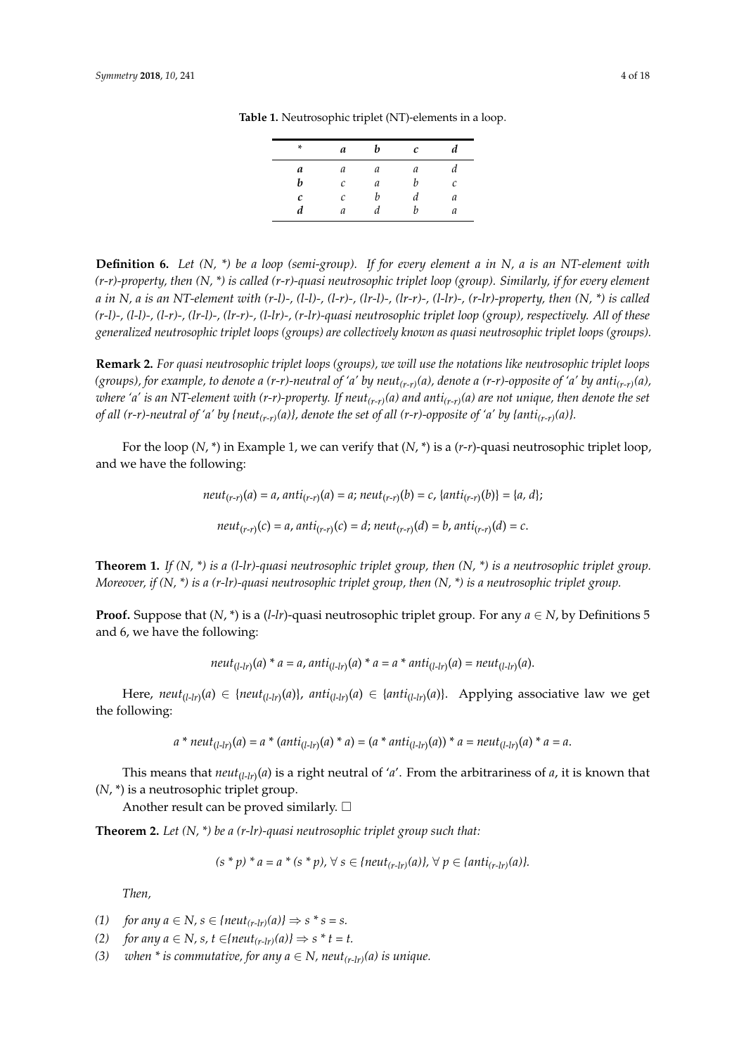**Table 1.** Neutrosophic triplet (NT)-elements in a loop.

| * | *a* | *b* | *c* | *d* |
|---|---|---|---|---|
| ***a*** | *a* | *a* | *a* | *d* |
| ***b*** | *c* | *a* | *b* | *c* |
| ***c*** | *c* | *b* | *d* | *a* |
| ***d*** | *a* | *d* | *b* | *a* |

**Definition 6.** *Let (N, \*) be a loop (semi-group). If for every element a in N, a is an NT-element with (r-r)-property, then (N, \*) is called (r-r)-quasi neutrosophic triplet loop (group). Similarly, if for every element a in N, a is an NT-element with (r-l)-, (l-l)-, (l-r)-, (lr-l)-, (lr-r)-, (l-lr)-, (r-lr)-property, then (N, \*) is called (r-l)-, (l-l)-, (l-r)-, (lr-l)-, (lr-r)-, (l-lr)-, (r-lr)-quasi neutrosophic triplet loop (group), respectively. All of these generalized neutrosophic triplet loops (groups) are collectively known as quasi neutrosophic triplet loops (groups).*

**Remark 2.** *For quasi neutrosophic triplet loops (groups), we will use the notations like neutrosophic triplet loops (groups), for example, to denote a (r-r)-neutral of 'a' by $neut_{(r\text{-}r)}(a)$, denote a (r-r)-opposite of 'a' by $anti_{(r\text{-}r)}(a)$, where 'a' is an NT-element with (r-r)-property. If $neut_{(r\text{-}r)}(a)$ and $anti_{(r\text{-}r)}(a)$ are not unique, then denote the set of all (r-r)-neutral of 'a' by $\{neut_{(r\text{-}r)}(a)\}$, denote the set of all (r-r)-opposite of 'a' by $\{anti_{(r\text{-}r)}(a)\}$.*

For the loop (*N*, \*) in Example 1, we can verify that (*N*, \*) is a (*r-r*)-quasi neutrosophic triplet loop, and we have the following:

$$neut_{(r\text{-}r)}(a) = a,\ anti_{(r\text{-}r)}(a) = a;\ neut_{(r\text{-}r)}(b) = c,\ \{anti_{(r\text{-}r)}(b)\} = \{a, d\};$$

$$neut_{(r\text{-}r)}(c) = a,\ anti_{(r\text{-}r)}(c) = d;\ neut_{(r\text{-}r)}(d) = b,\ anti_{(r\text{-}r)}(d) = c.$$

**Theorem 1.** *If (N, \*) is a (l-lr)-quasi neutrosophic triplet group, then (N, \*) is a neutrosophic triplet group. Moreover, if (N, \*) is a (r-lr)-quasi neutrosophic triplet group, then (N, \*) is a neutrosophic triplet group.*

**Proof.** Suppose that (*N*, \*) is a (*l-lr*)-quasi neutrosophic triplet group. For any $a \in N$, by Definitions 5 and 6, we have the following:

$$neut_{(l\text{-}lr)}(a) * a = a,\ anti_{(l\text{-}lr)}(a) * a = a * anti_{(l\text{-}lr)}(a) = neut_{(l\text{-}lr)}(a).$$

Here, $neut_{(l\text{-}lr)}(a) \in \{neut_{(l\text{-}lr)}(a)\}$, $anti_{(l\text{-}lr)}(a) \in \{anti_{(l\text{-}lr)}(a)\}$. Applying associative law we get the following:

$$a * neut_{(l\text{-}lr)}(a) = a * (anti_{(l\text{-}lr)}(a) * a) = (a * anti_{(l\text{-}lr)}(a)) * a = neut_{(l\text{-}lr)}(a) * a = a.$$

This means that $neut_{(l\text{-}lr)}(a)$ is a right neutral of '*a*'. From the arbitrariness of *a*, it is known that (*N*, \*) is a neutrosophic triplet group.

Another result can be proved similarly. □

**Theorem 2.** *Let (N, \*) be a (r-lr)-quasi neutrosophic triplet group such that:*

$$(s * p) * a = a * (s * p),\ \forall\ s \in \{neut_{(r\text{-}lr)}(a)\},\ \forall\ p \in \{anti_{(r\text{-}lr)}(a)\}.$$

*Then,*

(1) *for any $a \in N$, $s \in \{neut_{(r\text{-}lr)}(a)\} \Rightarrow s * s = s$.*
(2) *for any $a \in N$, $s, t \in \{neut_{(r\text{-}lr)}(a)\} \Rightarrow s * t = t$.*
(3) *when \* is commutative, for any $a \in N$, $neut_{(r\text{-}lr)}(a)$ is unique.*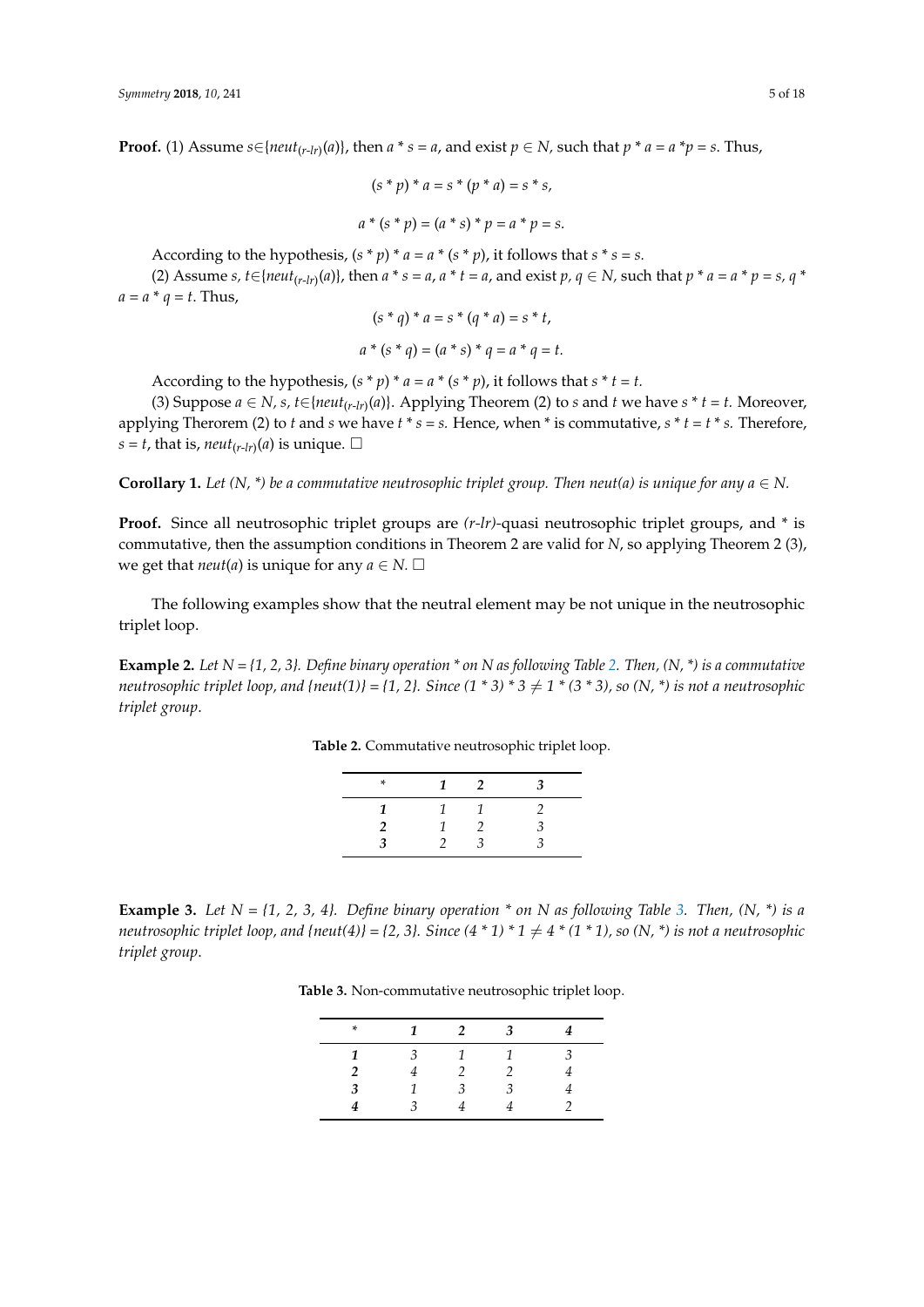**Proof.** (1) Assume $s \in \{neut_{(r\text{-}lr)}(a)\}$, then $a * s = a$, and exist $p \in N$, such that $p * a = a * p = s$. Thus,

$$(s * p) * a = s * (p * a) = s * s,$$

$$a * (s * p) = (a * s) * p = a * p = s.$$

According to the hypothesis, $(s * p) * a = a * (s * p)$, it follows that $s * s = s$.

(2) Assume $s, t \in \{neut_{(r\text{-}lr)}(a)\}$, then $a * s = a$, $a * t = a$, and exist $p, q \in N$, such that $p * a = a * p = s$, $q * a = a * q = t$. Thus,

$$(s * q) * a = s * (q * a) = s * t,$$

$$a * (s * q) = (a * s) * q = a * q = t.$$

According to the hypothesis, $(s * p) * a = a * (s * p)$, it follows that $s * t = t$.

(3) Suppose $a \in N$, $s, t \in \{neut_{(r\text{-}lr)}(a)\}$. Applying Theorem (2) to $s$ and $t$ we have $s * t = t$. Moreover, applying Therorem (2) to $t$ and $s$ we have $t * s = s$. Hence, when $*$ is commutative, $s * t = t * s$. Therefore, $s = t$, that is, $neut_{(r\text{-}lr)}(a)$ is unique. □

**Corollary 1.** *Let (N, \*) be a commutative neutrosophic triplet group. Then neut(a) is unique for any $a \in N$.*

**Proof.** Since all neutrosophic triplet groups are *(r-lr)*-quasi neutrosophic triplet groups, and * is commutative, then the assumption conditions in Theorem 2 are valid for *N*, so applying Theorem 2 (3), we get that *neut*(*a*) is unique for any $a \in N$. □

The following examples show that the neutral element may be not unique in the neutrosophic triplet loop.

**Example 2.** *Let N = {1, 2, 3}. Define binary operation * on N as following Table 2. Then, (N, \*) is a commutative neutrosophic triplet loop, and {neut(1)} = {1, 2}. Since $(1 * 3) * 3 \neq 1 * (3 * 3)$, so (N, \*) is not a neutrosophic triplet group.*

**Table 2.** Commutative neutrosophic triplet loop.

| * | 1 | 2 | 3 |
|---|---|---|---|
| **1** | 1 | 1 | 2 |
| **2** | 1 | 2 | 3 |
| **3** | 2 | 3 | 3 |

**Example 3.** *Let N = {1, 2, 3, 4}. Define binary operation * on N as following Table 3. Then, (N, \*) is a neutrosophic triplet loop, and {neut(4)} = {2, 3}. Since $(4 * 1) * 1 \neq 4 * (1 * 1)$, so (N, \*) is not a neutrosophic triplet group.*

**Table 3.** Non-commutative neutrosophic triplet loop.

| * | 1 | 2 | 3 | 4 |
|---|---|---|---|---|
| **1** | 3 | 1 | 1 | 3 |
| **2** | 4 | 2 | 2 | 4 |
| **3** | 1 | 3 | 3 | 4 |
| **4** | 3 | 4 | 4 | 2 |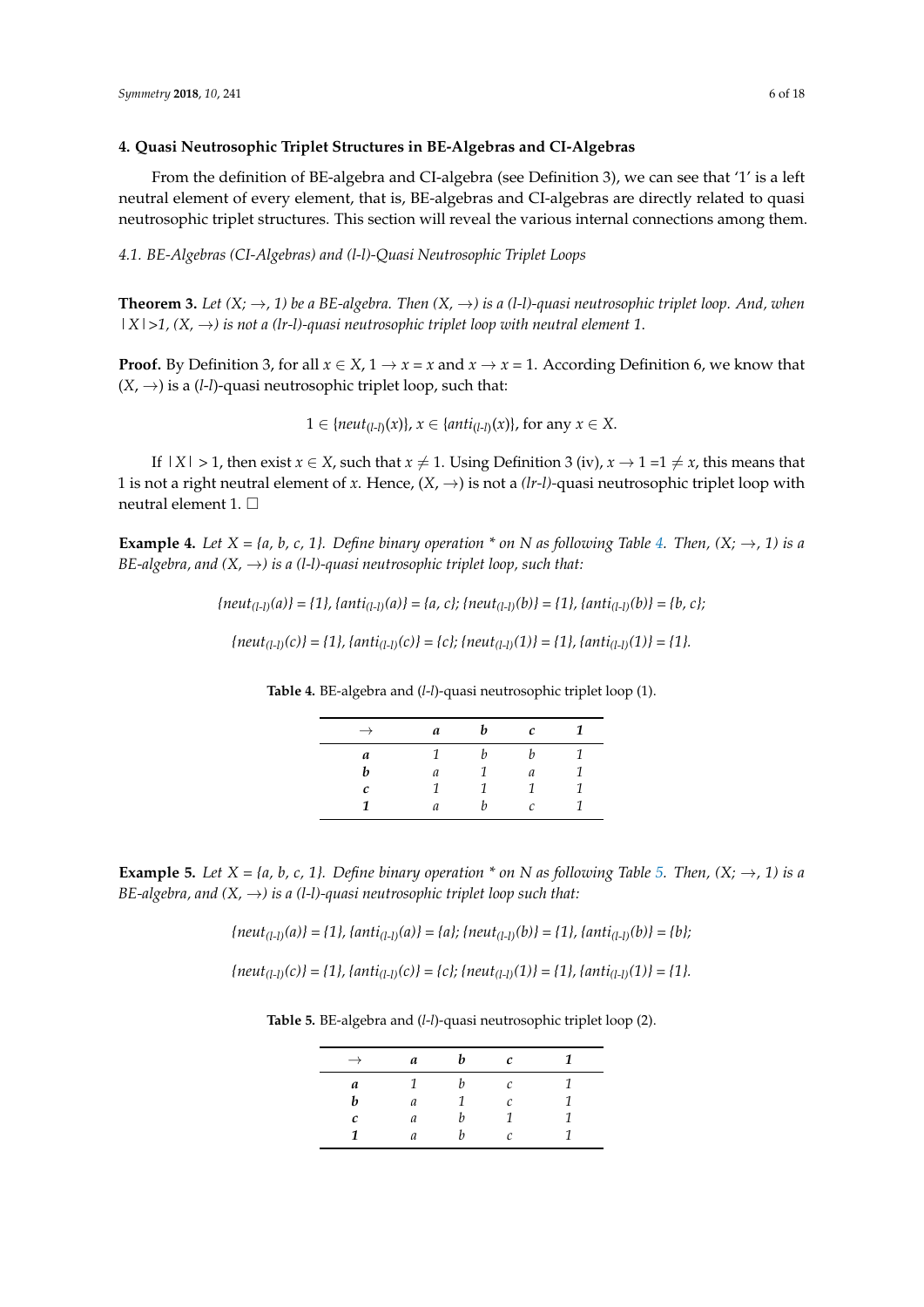## 4. Quasi Neutrosophic Triplet Structures in BE-Algebras and CI-Algebras

From the definition of BE-algebra and CI-algebra (see Definition 3), we can see that '1' is a left neutral element of every element, that is, BE-algebras and CI-algebras are directly related to quasi neutrosophic triplet structures. This section will reveal the various internal connections among them.

### 4.1. BE-Algebras (CI-Algebras) and (l-l)-Quasi Neutrosophic Triplet Loops

**Theorem 3.** *Let $(X; \rightarrow, 1)$ be a BE-algebra. Then $(X, \rightarrow)$ is a (l-l)-quasi neutrosophic triplet loop. And, when $|X|>1$, $(X, \rightarrow)$ is not a (lr-l)-quasi neutrosophic triplet loop with neutral element 1.*

**Proof.** By Definition 3, for all $x \in X$, $1 \rightarrow x = x$ and $x \rightarrow x = 1$. According Definition 6, we know that $(X, \rightarrow)$ is a (*l-l*)-quasi neutrosophic triplet loop, such that:

$$1 \in \{neut_{(l\text{-}l)}(x)\},\ x \in \{anti_{(l\text{-}l)}(x)\},\ \text{for any } x \in X.$$

If $|X| > 1$, then exist $x \in X$, such that $x \neq 1$. Using Definition 3 (iv), $x \rightarrow 1 = 1 \neq x$, this means that 1 is not a right neutral element of $x$. Hence, $(X, \rightarrow)$ is not a *(lr-l)*-quasi neutrosophic triplet loop with neutral element 1. □

**Example 4.** *Let X = {a, b, c, 1}. Define binary operation * on N as following Table 4. Then, $(X; \rightarrow, 1)$ is a BE-algebra, and $(X, \rightarrow)$ is a (l-l)-quasi neutrosophic triplet loop, such that:*

$$\{neut_{(l\text{-}l)}(a)\} = \{1\},\ \{anti_{(l\text{-}l)}(a)\} = \{a, c\};\ \{neut_{(l\text{-}l)}(b)\} = \{1\},\ \{anti_{(l\text{-}l)}(b)\} = \{b, c\};$$

$$\{neut_{(l\text{-}l)}(c)\} = \{1\},\ \{anti_{(l\text{-}l)}(c)\} = \{c\};\ \{neut_{(l\text{-}l)}(1)\} = \{1\},\ \{anti_{(l\text{-}l)}(1)\} = \{1\}.$$

**Table 4.** BE-algebra and (*l-l*)-quasi neutrosophic triplet loop (1).

| → | *a* | *b* | *c* | *1* |
|---|---|---|---|---|
| ***a*** | 1 | b | b | 1 |
| ***b*** | a | 1 | a | 1 |
| ***c*** | 1 | 1 | 1 | 1 |
| ***1*** | a | b | c | 1 |

**Example 5.** *Let X = {a, b, c, 1}. Define binary operation * on N as following Table 5. Then, $(X; \rightarrow, 1)$ is a BE-algebra, and $(X, \rightarrow)$ is a (l-l)-quasi neutrosophic triplet loop such that:*

$$\{neut_{(l\text{-}l)}(a)\} = \{1\},\ \{anti_{(l\text{-}l)}(a)\} = \{a\};\ \{neut_{(l\text{-}l)}(b)\} = \{1\},\ \{anti_{(l\text{-}l)}(b)\} = \{b\};$$

$$\{neut_{(l\text{-}l)}(c)\} = \{1\},\ \{anti_{(l\text{-}l)}(c)\} = \{c\};\ \{neut_{(l\text{-}l)}(1)\} = \{1\},\ \{anti_{(l\text{-}l)}(1)\} = \{1\}.$$

**Table 5.** BE-algebra and (*l-l*)-quasi neutrosophic triplet loop (2).

| → | *a* | *b* | *c* | *1* |
|---|---|---|---|---|
| ***a*** | 1 | b | c | 1 |
| ***b*** | a | 1 | c | 1 |
| ***c*** | a | b | 1 | 1 |
| ***1*** | a | b | c | 1 |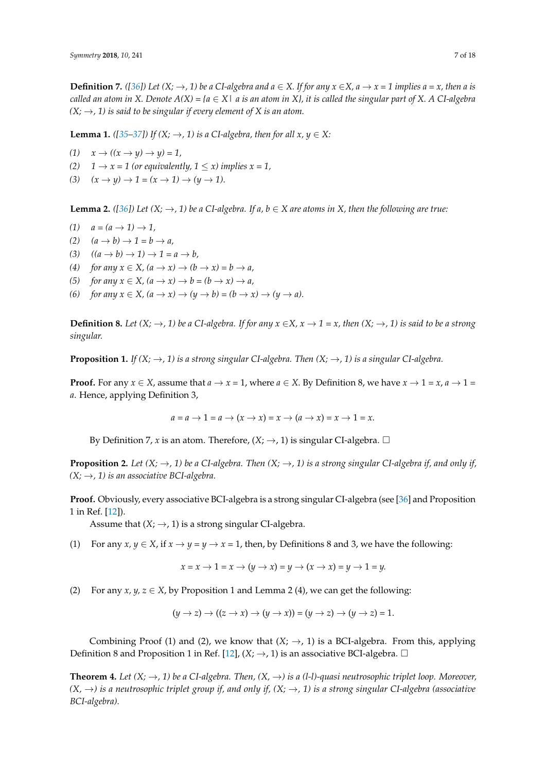**Definition 7.** *([36]) Let $(X; \rightarrow, 1)$ be a CI-algebra and $a \in X$. If for any $x \in X$, $a \rightarrow x = 1$ implies $a = x$, then $a$ is called an atom in $X$. Denote $A(X) = \{a \in X \mid a \text{ is an atom in } X\}$, it is called the singular part of $X$. A CI-algebra $(X; \rightarrow, 1)$ is said to be singular if every element of $X$ is an atom.*

**Lemma 1.** *([35–37]) If $(X; \rightarrow, 1)$ is a CI-algebra, then for all $x, y \in X$:*

*(1)* $x \rightarrow ((x \rightarrow y) \rightarrow y) = 1$,

*(2)* $1 \rightarrow x = 1$ *(or equivalently,* $1 \leq x$*) implies* $x = 1$,

*(3)* $(x \rightarrow y) \rightarrow 1 = (x \rightarrow 1) \rightarrow (y \rightarrow 1)$.

**Lemma 2.** *([36]) Let $(X; \rightarrow, 1)$ be a CI-algebra. If $a, b \in X$ are atoms in $X$, then the following are true:*

*(1)* $a = (a \rightarrow 1) \rightarrow 1$,

*(2)* $(a \rightarrow b) \rightarrow 1 = b \rightarrow a$,

*(3)* $((a \rightarrow b) \rightarrow 1) \rightarrow 1 = a \rightarrow b$,

*(4)* *for any* $x \in X$, $(a \rightarrow x) \rightarrow (b \rightarrow x) = b \rightarrow a$,

*(5)* *for any* $x \in X$, $(a \rightarrow x) \rightarrow b = (b \rightarrow x) \rightarrow a$,

*(6)* *for any* $x \in X$, $(a \rightarrow x) \rightarrow (y \rightarrow b) = (b \rightarrow x) \rightarrow (y \rightarrow a)$.

**Definition 8.** *Let $(X; \rightarrow, 1)$ be a CI-algebra. If for any $x \in X$, $x \rightarrow 1 = x$, then $(X; \rightarrow, 1)$ is said to be a strong singular.*

**Proposition 1.** *If $(X; \rightarrow, 1)$ is a strong singular CI-algebra. Then $(X; \rightarrow, 1)$ is a singular CI-algebra.*

**Proof.** For any $x \in X$, assume that $a \rightarrow x = 1$, where $a \in X$. By Definition 8, we have $x \rightarrow 1 = x$, $a \rightarrow 1 = a$. Hence, applying Definition 3,

$$a = a \rightarrow 1 = a \rightarrow (x \rightarrow x) = x \rightarrow (a \rightarrow x) = x \rightarrow 1 = x.$$

By Definition 7, $x$ is an atom. Therefore, $(X; \rightarrow, 1)$ is singular CI-algebra. □

**Proposition 2.** *Let $(X; \rightarrow, 1)$ be a CI-algebra. Then $(X; \rightarrow, 1)$ is a strong singular CI-algebra if, and only if, $(X; \rightarrow, 1)$ is an associative BCI-algebra.*

**Proof.** Obviously, every associative BCI-algebra is a strong singular CI-algebra (see [36] and Proposition 1 in Ref. [12]).

Assume that $(X; \rightarrow, 1)$ is a strong singular CI-algebra.

(1) For any $x, y \in X$, if $x \rightarrow y = y \rightarrow x = 1$, then, by Definitions 8 and 3, we have the following:

$$x = x \rightarrow 1 = x \rightarrow (y \rightarrow x) = y \rightarrow (x \rightarrow x) = y \rightarrow 1 = y.$$

(2) For any $x, y, z \in X$, by Proposition 1 and Lemma 2 (4), we can get the following:

$$(y \rightarrow z) \rightarrow ((z \rightarrow x) \rightarrow (y \rightarrow x)) = (y \rightarrow z) \rightarrow (y \rightarrow z) = 1.$$

Combining Proof (1) and (2), we know that $(X; \rightarrow, 1)$ is a BCI-algebra. From this, applying Definition 8 and Proposition 1 in Ref. [12], $(X; \rightarrow, 1)$ is an associative BCI-algebra. □

**Theorem 4.** *Let $(X; \rightarrow, 1)$ be a CI-algebra. Then, $(X, \rightarrow)$ is a (l-l)-quasi neutrosophic triplet loop. Moreover, $(X, \rightarrow)$ is a neutrosophic triplet group if, and only if, $(X; \rightarrow, 1)$ is a strong singular CI-algebra (associative BCI-algebra).*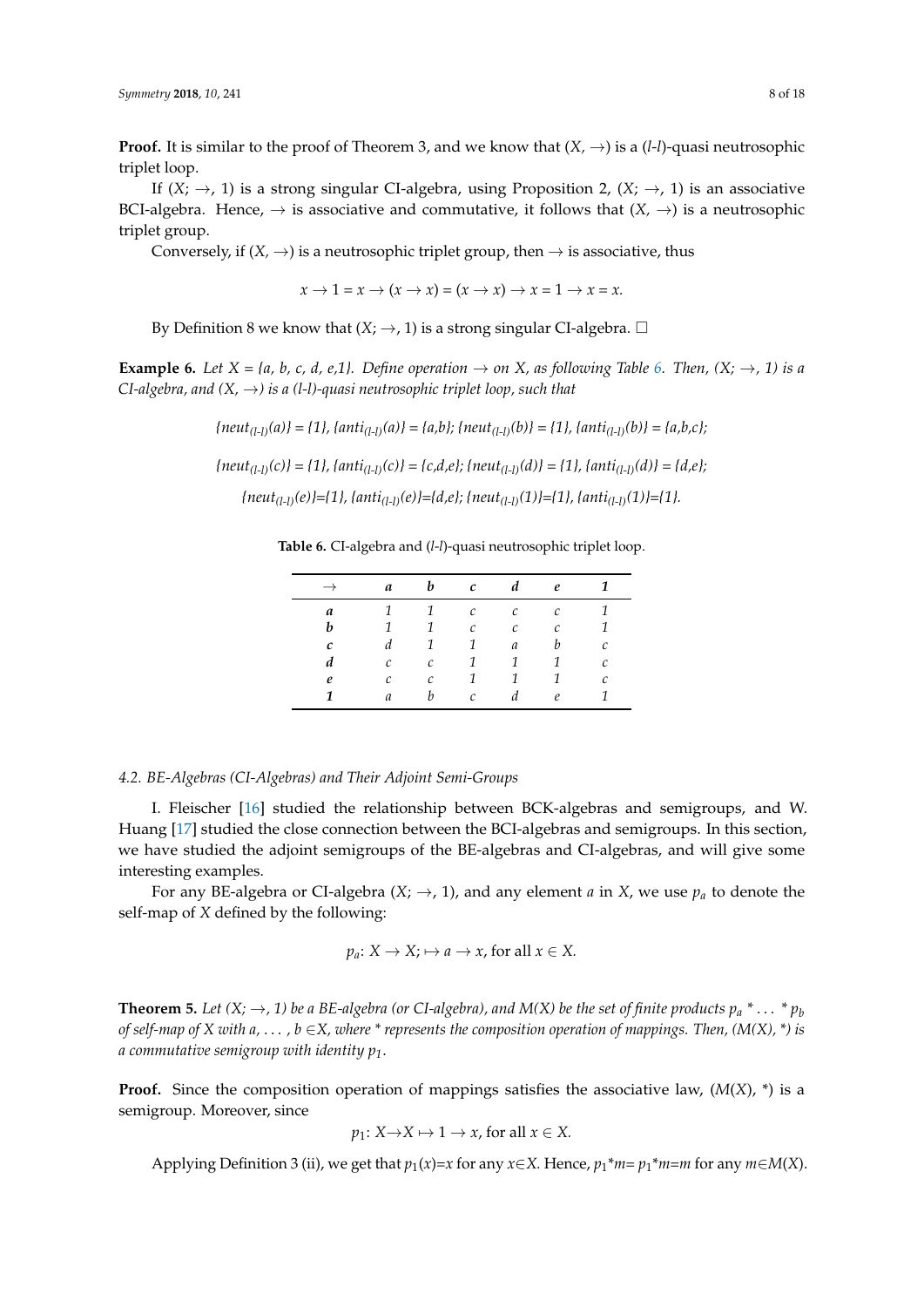**Proof.** It is similar to the proof of Theorem 3, and we know that $(X, \to)$ is a ($l$-$l$)-quasi neutrosophic triplet loop.

If $(X; \to, 1)$ is a strong singular CI-algebra, using Proposition 2, $(X; \to, 1)$ is an associative BCI-algebra. Hence, $\to$ is associative and commutative, it follows that $(X, \to)$ is a neutrosophic triplet group.

Conversely, if $(X, \to)$ is a neutrosophic triplet group, then $\to$ is associative, thus

$$x \to 1 = x \to (x \to x) = (x \to x) \to x = 1 \to x = x.$$

By Definition 8 we know that $(X; \to, 1)$ is a strong singular CI-algebra. □

**Example 6.** *Let X = {a, b, c, d, e,1}. Define operation → on X, as following Table 6. Then, (X; →, 1) is a CI-algebra, and (X, →) is a (l-l)-quasi neutrosophic triplet loop, such that*

$$\{neut_{(l\text{-}l)}(a)\} = \{1\}, \{anti_{(l\text{-}l)}(a)\} = \{a,b\}; \{neut_{(l\text{-}l)}(b)\} = \{1\}, \{anti_{(l\text{-}l)}(b)\} = \{a,b,c\};$$

$$\{neut_{(l\text{-}l)}(c)\} = \{1\}, \{anti_{(l\text{-}l)}(c)\} = \{c,d,e\}; \{neut_{(l\text{-}l)}(d)\} = \{1\}, \{anti_{(l\text{-}l)}(d)\} = \{d,e\};$$

$$\{neut_{(l\text{-}l)}(e)\}=\{1\}, \{anti_{(l\text{-}l)}(e)\}=\{d,e\}; \{neut_{(l\text{-}l)}(1)\}=\{1\}, \{anti_{(l\text{-}l)}(1)\}=\{1\}.$$

**Table 6.** CI-algebra and ($l$-$l$)-quasi neutrosophic triplet loop.

| → | a | b | c | d | e | 1 |
|---|---|---|---|---|---|---|
| **a** | 1 | 1 | c | c | c | 1 |
| **b** | 1 | 1 | c | c | c | 1 |
| **c** | d | 1 | 1 | a | b | c |
| **d** | c | c | 1 | 1 | 1 | c |
| **e** | c | c | 1 | 1 | 1 | c |
| **1** | a | b | c | d | e | 1 |

### 4.2. BE-Algebras (CI-Algebras) and Their Adjoint Semi-Groups

I. Fleischer [16] studied the relationship between BCK-algebras and semigroups, and W. Huang [17] studied the close connection between the BCI-algebras and semigroups. In this section, we have studied the adjoint semigroups of the BE-algebras and CI-algebras, and will give some interesting examples.

For any BE-algebra or CI-algebra $(X; \to, 1)$, and any element $a$ in $X$, we use $p_a$ to denote the self-map of $X$ defined by the following:

$$p_a\colon X \to X; \mapsto a \to x, \text{ for all } x \in X.$$

**Theorem 5.** *Let $(X; \to, 1)$ be a BE-algebra (or CI-algebra), and $M(X)$ be the set of finite products $p_a * \ldots * p_b$ of self-map of X with $a, \ldots, b \in X$, where * represents the composition operation of mappings. Then, $(M(X), *)$ is a commutative semigroup with identity $p_1$.*

**Proof.** Since the composition operation of mappings satisfies the associative law, $(M(X), *)$ is a semigroup. Moreover, since

$$p_1\colon X \to X \mapsto 1 \to x, \text{ for all } x \in X.$$

Applying Definition 3 (ii), we get that $p_1(x)=x$ for any $x \in X$. Hence, $p_1*m= p_1*m=m$ for any $m \in M(X)$.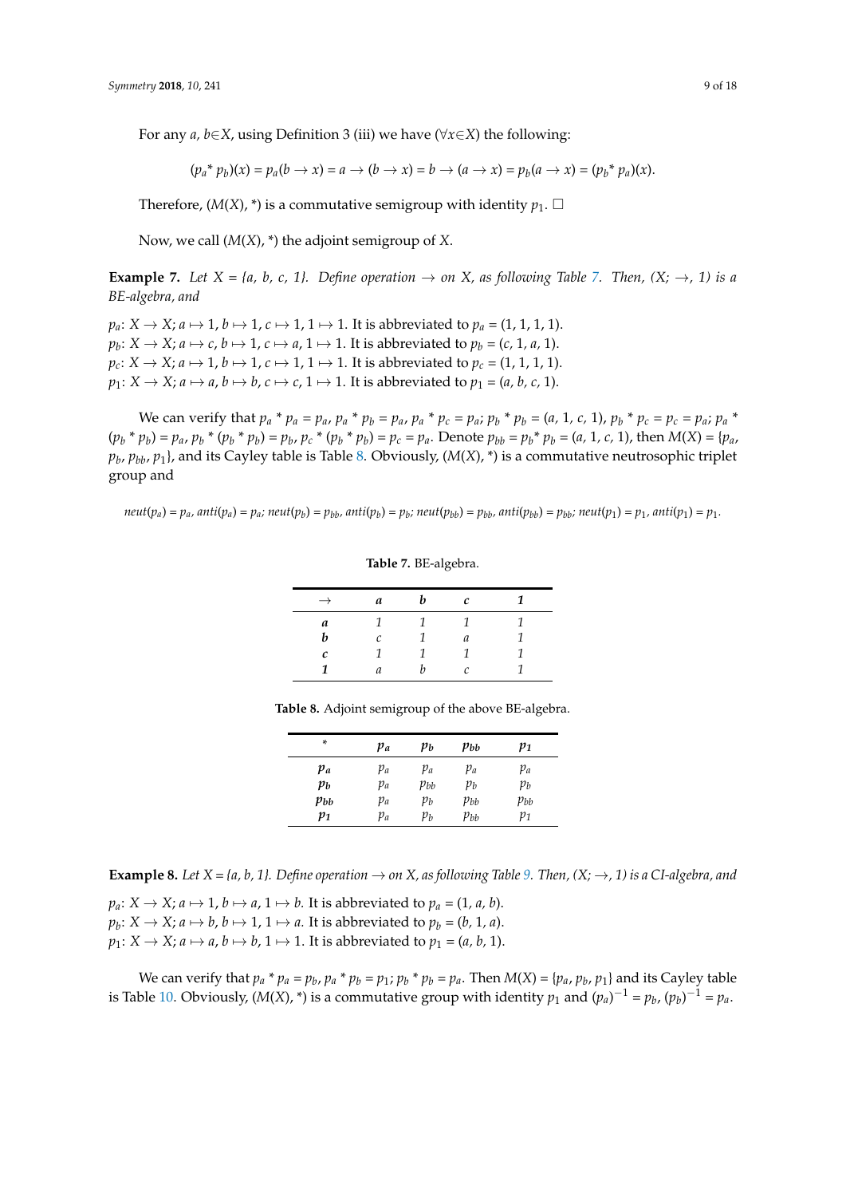For any $a, b \in X$, using Definition 3 (iii) we have ($\forall x \in X$) the following:

$$(p_a * p_b)(x) = p_a(b \to x) = a \to (b \to x) = b \to (a \to x) = p_b(a \to x) = (p_b * p_a)(x).$$

Therefore, $(M(X), *)$ is a commutative semigroup with identity $p_1$. □

Now, we call $(M(X), *)$ the adjoint semigroup of $X$.

**Example 7.** *Let $X = \{a, b, c, 1\}$. Define operation $\to$ on $X$, as following Table 7. Then, $(X; \to, 1)$ is a BE-algebra, and*

$p_a$: $X \to X$; $a \mapsto 1$, $b \mapsto 1$, $c \mapsto 1$, $1 \mapsto 1$. It is abbreviated to $p_a = (1, 1, 1, 1)$.
$p_b$: $X \to X$; $a \mapsto c$, $b \mapsto 1$, $c \mapsto a$, $1 \mapsto 1$. It is abbreviated to $p_b = (c, 1, a, 1)$.
$p_c$: $X \to X$; $a \mapsto 1$, $b \mapsto 1$, $c \mapsto 1$, $1 \mapsto 1$. It is abbreviated to $p_c = (1, 1, 1, 1)$.
$p_1$: $X \to X$; $a \mapsto a$, $b \mapsto b$, $c \mapsto c$, $1 \mapsto 1$. It is abbreviated to $p_1 = (a, b, c, 1)$.

We can verify that $p_a * p_a = p_a$, $p_a * p_b = p_a$, $p_a * p_c = p_a$; $p_b * p_b = (a, 1, c, 1)$, $p_b * p_c = p_c = p_a$; $p_a * (p_b * p_b) = p_a$, $p_b * (p_b * p_b) = p_b$, $p_c * (p_b * p_b) = p_c = p_a$. Denote $p_{bb} = p_b * p_b = (a, 1, c, 1)$, then $M(X) = \{p_a, p_b, p_{bb}, p_1\}$, and its Cayley table is Table 8. Obviously, $(M(X), *)$ is a commutative neutrosophic triplet group and

$neut(p_a) = p_a$, $anti(p_a) = p_a$; $neut(p_b) = p_{bb}$, $anti(p_b) = p_b$; $neut(p_{bb}) = p_{bb}$, $anti(p_{bb}) = p_{bb}$; $neut(p_1) = p_1$, $anti(p_1) = p_1$.

**Table 7.** BE-algebra.

| $\to$ | $a$ | $b$ | $c$ | $1$ |
|---|---|---|---|---|
| $a$ | 1 | 1 | 1 | 1 |
| $b$ | $c$ | 1 | $a$ | 1 |
| $c$ | 1 | 1 | 1 | 1 |
| $1$ | $a$ | $b$ | $c$ | 1 |

**Table 8.** Adjoint semigroup of the above BE-algebra.

| $*$ | $p_a$ | $p_b$ | $p_{bb}$ | $p_1$ |
|---|---|---|---|---|
| $p_a$ | $p_a$ | $p_a$ | $p_a$ | $p_a$ |
| $p_b$ | $p_a$ | $p_{bb}$ | $p_b$ | $p_b$ |
| $p_{bb}$ | $p_a$ | $p_b$ | $p_{bb}$ | $p_{bb}$ |
| $p_1$ | $p_a$ | $p_b$ | $p_{bb}$ | $p_1$ |

**Example 8.** *Let $X = \{a, b, 1\}$. Define operation $\to$ on $X$, as following Table 9. Then, $(X; \to, 1)$ is a CI-algebra, and*

$p_a$: $X \to X$; $a \mapsto 1$, $b \mapsto a$, $1 \mapsto b$. It is abbreviated to $p_a = (1, a, b)$.
$p_b$: $X \to X$; $a \mapsto b$, $b \mapsto 1$, $1 \mapsto a$. It is abbreviated to $p_b = (b, 1, a)$.
$p_1$: $X \to X$; $a \mapsto a$, $b \mapsto b$, $1 \mapsto 1$. It is abbreviated to $p_1 = (a, b, 1)$.

We can verify that $p_a * p_a = p_b$, $p_a * p_b = p_1$; $p_b * p_b = p_a$. Then $M(X) = \{p_a, p_b, p_1\}$ and its Cayley table is Table 10. Obviously, $(M(X), *)$ is a commutative group with identity $p_1$ and $(p_a)^{-1} = p_b$, $(p_b)^{-1} = p_a$.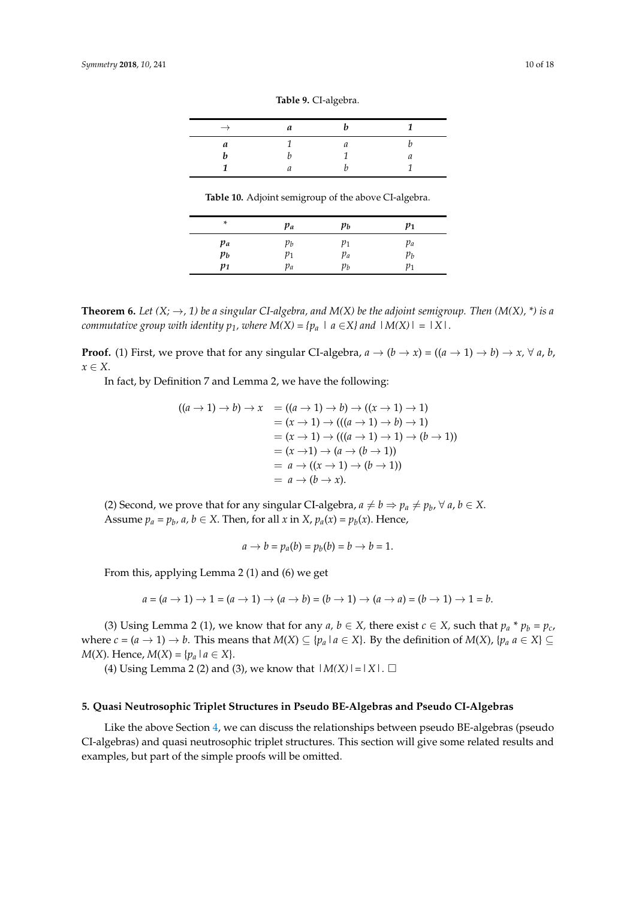**Table 9.** CI-algebra.

| $\rightarrow$ | *a* | *b* | *1* |
|---|---|---|---|
| *a* | *1* | *a* | *b* |
| *b* | *b* | *1* | *a* |
| *1* | *a* | *b* | *1* |

**Table 10.** Adjoint semigroup of the above CI-algebra.

| * | $p_a$ | $p_b$ | $p_1$ |
|---|---|---|---|
| $p_a$ | $p_b$ | $p_1$ | $p_a$ |
| $p_b$ | $p_1$ | $p_a$ | $p_b$ |
| $p_1$ | $p_a$ | $p_b$ | $p_1$ |

**Theorem 6.** *Let $(X; \rightarrow, 1)$ be a singular CI-algebra, and $M(X)$ be the adjoint semigroup. Then $(M(X), *)$ is a commutative group with identity $p_1$, where $M(X) = \{p_a \mid a \in X\}$ and $|M(X)| = |X|$.*

**Proof.** (1) First, we prove that for any singular CI-algebra, $a \rightarrow (b \rightarrow x) = ((a \rightarrow 1) \rightarrow b) \rightarrow x$, $\forall$ $a$, $b$, $x \in X$.

In fact, by Definition 7 and Lemma 2, we have the following:

$$\begin{aligned}
((a \rightarrow 1) \rightarrow b) \rightarrow x &= ((a \rightarrow 1) \rightarrow b) \rightarrow ((x \rightarrow 1) \rightarrow 1) \\
&= (x \rightarrow 1) \rightarrow (((a \rightarrow 1) \rightarrow b) \rightarrow 1) \\
&= (x \rightarrow 1) \rightarrow (((a \rightarrow 1) \rightarrow 1) \rightarrow (b \rightarrow 1)) \\
&= (x \rightarrow 1) \rightarrow (a \rightarrow (b \rightarrow 1)) \\
&= a \rightarrow ((x \rightarrow 1) \rightarrow (b \rightarrow 1)) \\
&= a \rightarrow (b \rightarrow x).
\end{aligned}$$

(2) Second, we prove that for any singular CI-algebra, $a \neq b \Rightarrow p_a \neq p_b$, $\forall$ $a$, $b \in X$. Assume $p_a = p_b$, $a$, $b \in X$. Then, for all $x$ in $X$, $p_a(x) = p_b(x)$. Hence,

$$a \rightarrow b = p_a(b) = p_b(b) = b \rightarrow b = 1.$$

From this, applying Lemma 2 (1) and (6) we get

$$a = (a \rightarrow 1) \rightarrow 1 = (a \rightarrow 1) \rightarrow (a \rightarrow b) = (b \rightarrow 1) \rightarrow (a \rightarrow a) = (b \rightarrow 1) \rightarrow 1 = b.$$

(3) Using Lemma 2 (1), we know that for any $a$, $b \in X$, there exist $c \in X$, such that $p_a * p_b = p_c$, where $c = (a \rightarrow 1) \rightarrow b$. This means that $M(X) \subseteq \{p_a \mid a \in X\}$. By the definition of $M(X)$, $\{p_a\ a \in X\} \subseteq M(X)$. Hence, $M(X) = \{p_a \mid a \in X\}$.

(4) Using Lemma 2 (2) and (3), we know that $|M(X)| = |X|$. □

## 5. Quasi Neutrosophic Triplet Structures in Pseudo BE-Algebras and Pseudo CI-Algebras

Like the above Section 4, we can discuss the relationships between pseudo BE-algebras (pseudo CI-algebras) and quasi neutrosophic triplet structures. This section will give some related results and examples, but part of the simple proofs will be omitted.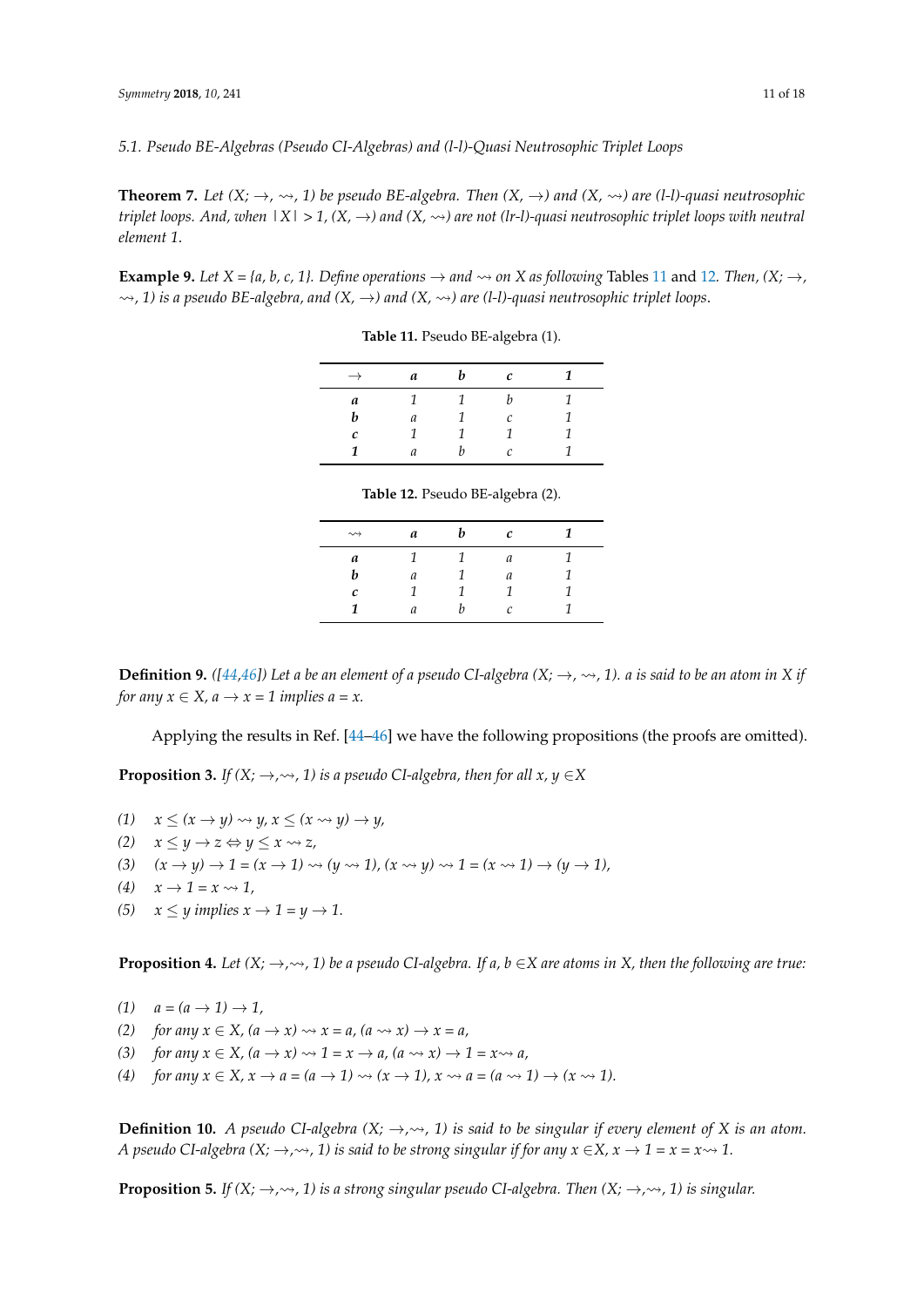### 5.1. Pseudo BE-Algebras (Pseudo CI-Algebras) and (l-l)-Quasi Neutrosophic Triplet Loops

**Theorem 7.** *Let $(X; \rightarrow, \rightsquigarrow, 1)$ be pseudo BE-algebra. Then $(X, \rightarrow)$ and $(X, \rightsquigarrow)$ are (l-l)-quasi neutrosophic triplet loops. And, when $|X| > 1$, $(X, \rightarrow)$ and $(X, \rightsquigarrow)$ are not (lr-l)-quasi neutrosophic triplet loops with neutral element 1.*

**Example 9.** *Let $X = \{a, b, c, 1\}$. Define operations $\rightarrow$ and $\rightsquigarrow$ on $X$ as following* Tables 11 and 12. *Then, $(X; \rightarrow, \rightsquigarrow, 1)$ is a pseudo BE-algebra, and $(X, \rightarrow)$ and $(X, \rightsquigarrow)$ are (l-l)-quasi neutrosophic triplet loops.*

**Table 11.** Pseudo BE-algebra (1).

| $\rightarrow$ | *a* | *b* | *c* | *1* |
|---|---|---|---|---|
| ***a*** | *1* | *1* | *b* | *1* |
| ***b*** | *a* | *1* | *c* | *1* |
| ***c*** | *1* | *1* | *1* | *1* |
| ***1*** | *a* | *b* | *c* | *1* |

**Table 12.** Pseudo BE-algebra (2).

| $\rightsquigarrow$ | *a* | *b* | *c* | *1* |
|---|---|---|---|---|
| ***a*** | *1* | *1* | *a* | *1* |
| ***b*** | *a* | *1* | *a* | *1* |
| ***c*** | *1* | *1* | *1* | *1* |
| ***1*** | *a* | *b* | *c* | *1* |

**Definition 9.** *([44,46]) Let a be an element of a pseudo CI-algebra $(X; \rightarrow, \rightsquigarrow, 1)$. a is said to be an atom in X if for any $x \in X$, $a \rightarrow x = 1$ implies $a = x$.*

Applying the results in Ref. [44–46] we have the following propositions (the proofs are omitted).

**Proposition 3.** *If $(X; \rightarrow, \rightsquigarrow, 1)$ is a pseudo CI-algebra, then for all $x, y \in X$*

*(1)* $x \leq (x \rightarrow y) \rightsquigarrow y$, $x \leq (x \rightsquigarrow y) \rightarrow y$,

*(2)* $x \leq y \rightarrow z \Leftrightarrow y \leq x \rightsquigarrow z$,

*(3)* $(x \rightarrow y) \rightarrow 1 = (x \rightarrow 1) \rightsquigarrow (y \rightsquigarrow 1)$, $(x \rightsquigarrow y) \rightsquigarrow 1 = (x \rightsquigarrow 1) \rightarrow (y \rightarrow 1)$,

*(4)* $x \rightarrow 1 = x \rightsquigarrow 1$,

*(5)* $x \leq y$ *implies* $x \rightarrow 1 = y \rightarrow 1$.

**Proposition 4.** *Let $(X; \rightarrow, \rightsquigarrow, 1)$ be a pseudo CI-algebra. If $a, b \in X$ are atoms in X, then the following are true:*

*(1)* $a = (a \rightarrow 1) \rightarrow 1$,

*(2)* *for any* $x \in X$, $(a \rightarrow x) \rightsquigarrow x = a$, $(a \rightsquigarrow x) \rightarrow x = a$,

*(3)* *for any* $x \in X$, $(a \rightarrow x) \rightsquigarrow 1 = x \rightarrow a$, $(a \rightsquigarrow x) \rightarrow 1 = x \rightsquigarrow a$,

*(4)* *for any* $x \in X$, $x \rightarrow a = (a \rightarrow 1) \rightsquigarrow (x \rightarrow 1)$, $x \rightsquigarrow a = (a \rightsquigarrow 1) \rightarrow (x \rightsquigarrow 1)$.

**Definition 10.** *A pseudo CI-algebra $(X; \rightarrow, \rightsquigarrow, 1)$ is said to be singular if every element of X is an atom. A pseudo CI-algebra $(X; \rightarrow, \rightsquigarrow, 1)$ is said to be strong singular if for any $x \in X$, $x \rightarrow 1 = x = x \rightsquigarrow 1$.*

**Proposition 5.** *If $(X; \rightarrow, \rightsquigarrow, 1)$ is a strong singular pseudo CI-algebra. Then $(X; \rightarrow, \rightsquigarrow, 1)$ is singular.*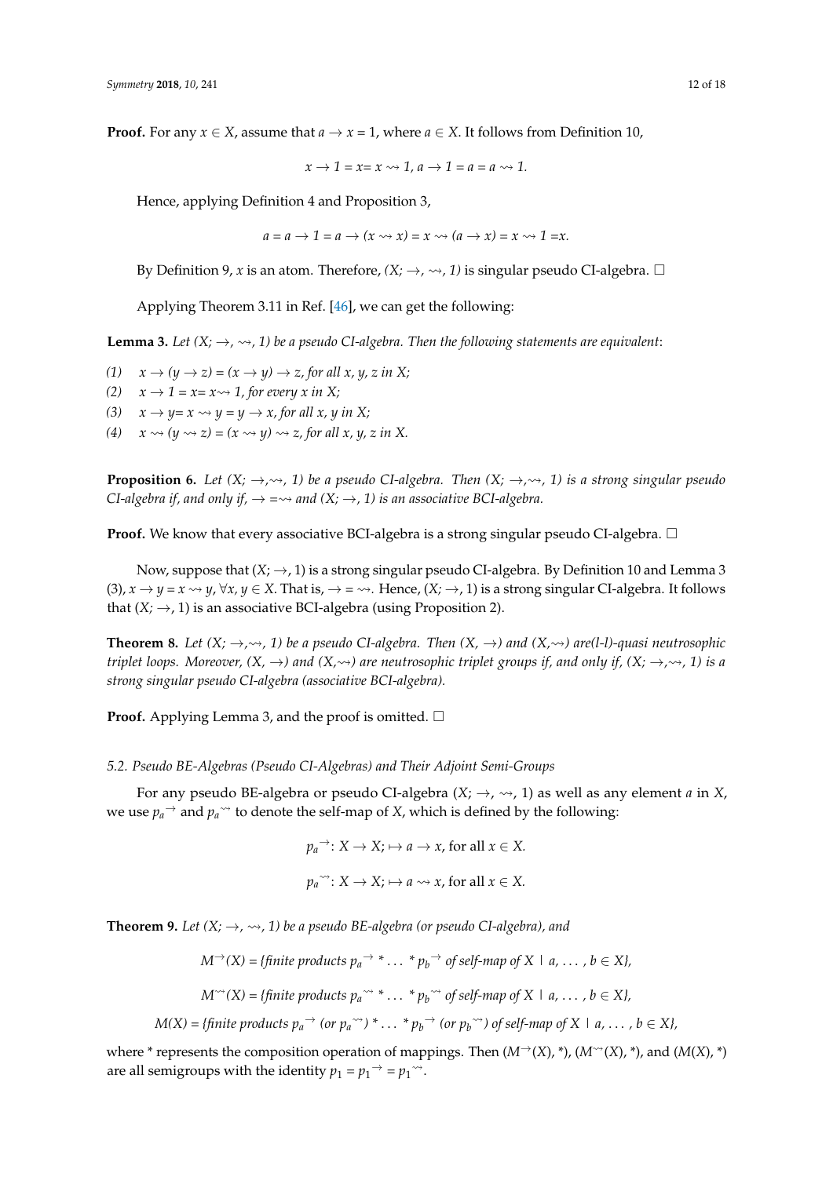**Proof.** For any $x \in X$, assume that $a \to x = 1$, where $a \in X$. It follows from Definition 10,

$$x \to 1 = x = x \rightsquigarrow 1,\ a \to 1 = a = a \rightsquigarrow 1.$$

Hence, applying Definition 4 and Proposition 3,

$$a = a \to 1 = a \to (x \rightsquigarrow x) = x \rightsquigarrow (a \to x) = x \rightsquigarrow 1 = x.$$

By Definition 9, $x$ is an atom. Therefore, $(X; \to, \rightsquigarrow, 1)$ is singular pseudo CI-algebra. □

Applying Theorem 3.11 in Ref. [46], we can get the following:

**Lemma 3.** *Let $(X; \to, \rightsquigarrow, 1)$ be a pseudo CI-algebra. Then the following statements are equivalent*:

*(1)* $x \to (y \to z) = (x \to y) \to z$, *for all* $x, y, z$ *in* $X$;
*(2)* $x \to 1 = x = x \rightsquigarrow 1$, *for every* $x$ *in* $X$;
*(3)* $x \to y = x \rightsquigarrow y = y \to x$, *for all* $x, y$ *in* $X$;
*(4)* $x \rightsquigarrow (y \rightsquigarrow z) = (x \rightsquigarrow y) \rightsquigarrow z$, *for all* $x, y, z$ *in* $X$.

**Proposition 6.** *Let $(X; \to, \rightsquigarrow, 1)$ be a pseudo CI-algebra. Then $(X; \to, \rightsquigarrow, 1)$ is a strong singular pseudo CI-algebra if, and only if, $\to = \rightsquigarrow$ and $(X; \to, 1)$ is an associative BCI-algebra.*

**Proof.** We know that every associative BCI-algebra is a strong singular pseudo CI-algebra. □

Now, suppose that $(X; \to, 1)$ is a strong singular pseudo CI-algebra. By Definition 10 and Lemma 3 (3), $x \to y = x \rightsquigarrow y$, $\forall x, y \in X$. That is, $\to = \rightsquigarrow$. Hence, $(X; \to, 1)$ is a strong singular CI-algebra. It follows that $(X; \to, 1)$ is an associative BCI-algebra (using Proposition 2).

**Theorem 8.** *Let $(X; \to, \rightsquigarrow, 1)$ be a pseudo CI-algebra. Then $(X, \to)$ and $(X, \rightsquigarrow)$ are(l-l)-quasi neutrosophic triplet loops. Moreover, $(X, \to)$ and $(X, \rightsquigarrow)$ are neutrosophic triplet groups if, and only if, $(X; \to, \rightsquigarrow, 1)$ is a strong singular pseudo CI-algebra (associative BCI-algebra).*

**Proof.** Applying Lemma 3, and the proof is omitted. □

### 5.2. Pseudo BE-Algebras (Pseudo CI-Algebras) and Their Adjoint Semi-Groups

For any pseudo BE-algebra or pseudo CI-algebra $(X; \to, \rightsquigarrow, 1)$ as well as any element $a$ in $X$, we use $p_a^{\to}$ and $p_a^{\rightsquigarrow}$ to denote the self-map of $X$, which is defined by the following:

$$p_a^{\to}: X \to X; \mapsto a \to x, \text{ for all } x \in X.$$

$$p_a^{\rightsquigarrow}: X \to X; \mapsto a \rightsquigarrow x, \text{ for all } x \in X.$$

**Theorem 9.** *Let $(X; \to, \rightsquigarrow, 1)$ be a pseudo BE-algebra (or pseudo CI-algebra), and*

$$M^{\to}(X) = \{\text{finite products } p_a^{\to} * \ldots * p_b^{\to} \text{ of self-map of } X \mid a, \ldots, b \in X\},$$

$$M^{\rightsquigarrow}(X) = \{\text{finite products } p_a^{\rightsquigarrow} * \ldots * p_b^{\rightsquigarrow} \text{ of self-map of } X \mid a, \ldots, b \in X\},$$

$$M(X) = \{\text{finite products } p_a^{\to} \text{ (or } p_a^{\rightsquigarrow}) * \ldots * p_b^{\to} \text{ (or } p_b^{\rightsquigarrow}) \text{ of self-map of } X \mid a, \ldots, b \in X\},$$

where * represents the composition operation of mappings. Then $(M^{\to}(X), *)$, $(M^{\rightsquigarrow}(X), *)$, and $(M(X), *)$ are all semigroups with the identity $p_1 = p_1^{\to} = p_1^{\rightsquigarrow}$.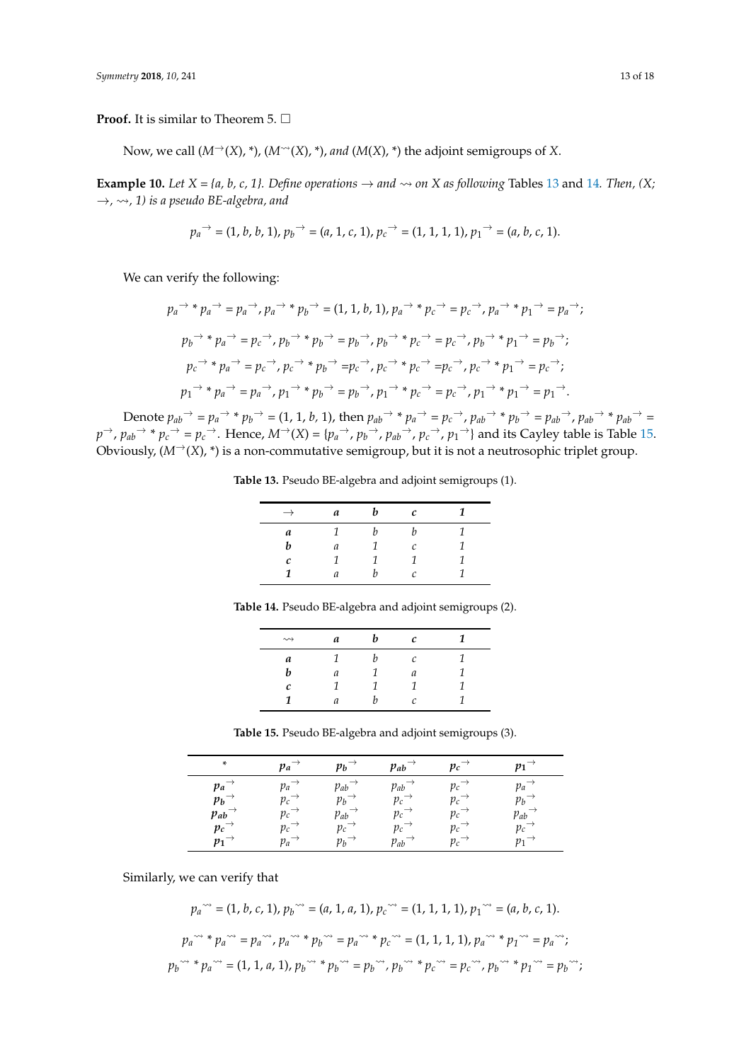**Proof.** It is similar to Theorem 5. □

Now, we call $(M^{\rightarrow}(X), *)$, $(M^{\rightsquigarrow}(X), *)$, *and* $(M(X), *)$ the adjoint semigroups of *X*.

**Example 10.** *Let X = {a, b, c, 1}. Define operations* $\rightarrow$ *and* $\rightsquigarrow$ *on X as following* Tables 13 and 14*. Then,* $(X; \rightarrow, \rightsquigarrow, 1)$ *is a pseudo BE-algebra, and*

$$p_a^{\rightarrow} = (1, b, b, 1),\ p_b^{\rightarrow} = (a, 1, c, 1),\ p_c^{\rightarrow} = (1, 1, 1, 1),\ p_1^{\rightarrow} = (a, b, c, 1).$$

We can verify the following:

$$p_a^{\rightarrow} * p_a^{\rightarrow} = p_a^{\rightarrow},\ p_a^{\rightarrow} * p_b^{\rightarrow} = (1, 1, b, 1),\ p_a^{\rightarrow} * p_c^{\rightarrow} = p_c^{\rightarrow},\ p_a^{\rightarrow} * p_1^{\rightarrow} = p_a^{\rightarrow};$$

$$p_b^{\rightarrow} * p_a^{\rightarrow} = p_c^{\rightarrow},\ p_b^{\rightarrow} * p_b^{\rightarrow} = p_b^{\rightarrow},\ p_b^{\rightarrow} * p_c^{\rightarrow} = p_c^{\rightarrow},\ p_b^{\rightarrow} * p_1^{\rightarrow} = p_b^{\rightarrow};$$

$$p_c^{\rightarrow} * p_a^{\rightarrow} = p_c^{\rightarrow},\ p_c^{\rightarrow} * p_b^{\rightarrow} = p_c^{\rightarrow},\ p_c^{\rightarrow} * p_c^{\rightarrow} = p_c^{\rightarrow},\ p_c^{\rightarrow} * p_1^{\rightarrow} = p_c^{\rightarrow};$$

$$p_1^{\rightarrow} * p_a^{\rightarrow} = p_a^{\rightarrow},\ p_1^{\rightarrow} * p_b^{\rightarrow} = p_b^{\rightarrow},\ p_1^{\rightarrow} * p_c^{\rightarrow} = p_c^{\rightarrow},\ p_1^{\rightarrow} * p_1^{\rightarrow} = p_1^{\rightarrow}.$$

Denote $p_{ab}^{\rightarrow} = p_a^{\rightarrow} * p_b^{\rightarrow} = (1, 1, b, 1)$, then $p_{ab}^{\rightarrow} * p_a^{\rightarrow} = p_c^{\rightarrow}$, $p_{ab}^{\rightarrow} * p_b^{\rightarrow} = p_{ab}^{\rightarrow}$, $p_{ab}^{\rightarrow} * p_{ab}^{\rightarrow} = p^{\rightarrow}$, $p_{ab}^{\rightarrow} * p_c^{\rightarrow} = p_c^{\rightarrow}$. Hence, $M^{\rightarrow}(X) = \{p_a^{\rightarrow}, p_b^{\rightarrow}, p_{ab}^{\rightarrow}, p_c^{\rightarrow}, p_1^{\rightarrow}\}$ and its Cayley table is Table 15. Obviously, $(M^{\rightarrow}(X), *)$ is a non-commutative semigroup, but it is not a neutrosophic triplet group.

**Table 13.** Pseudo BE-algebra and adjoint semigroups (1).

| $\rightarrow$ | *a* | *b* | *c* | *1* |
|---|---|---|---|---|
| ***a*** | 1 | b | b | 1 |
| ***b*** | a | 1 | c | 1 |
| ***c*** | 1 | 1 | 1 | 1 |
| ***1*** | a | b | c | 1 |

**Table 14.** Pseudo BE-algebra and adjoint semigroups (2).

| $\rightsquigarrow$ | *a* | *b* | *c* | *1* |
|---|---|---|---|---|
| ***a*** | 1 | b | c | 1 |
| ***b*** | a | 1 | a | 1 |
| ***c*** | 1 | 1 | 1 | 1 |
| ***1*** | a | b | c | 1 |

**Table 15.** Pseudo BE-algebra and adjoint semigroups (3).

| * | $p_a^{\rightarrow}$ | $p_b^{\rightarrow}$ | $p_{ab}^{\rightarrow}$ | $p_c^{\rightarrow}$ | $p_1^{\rightarrow}$ |
|---|---|---|---|---|---|
| $p_a^{\rightarrow}$ | $p_a^{\rightarrow}$ | $p_{ab}^{\rightarrow}$ | $p_{ab}^{\rightarrow}$ | $p_c^{\rightarrow}$ | $p_a^{\rightarrow}$ |
| $p_b^{\rightarrow}$ | $p_c^{\rightarrow}$ | $p_b^{\rightarrow}$ | $p_c^{\rightarrow}$ | $p_c^{\rightarrow}$ | $p_b^{\rightarrow}$ |
| $p_{ab}^{\rightarrow}$ | $p_c^{\rightarrow}$ | $p_{ab}^{\rightarrow}$ | $p_c^{\rightarrow}$ | $p_c^{\rightarrow}$ | $p_{ab}^{\rightarrow}$ |
| $p_c^{\rightarrow}$ | $p_c^{\rightarrow}$ | $p_c^{\rightarrow}$ | $p_c^{\rightarrow}$ | $p_c^{\rightarrow}$ | $p_c^{\rightarrow}$ |
| $p_1^{\rightarrow}$ | $p_a^{\rightarrow}$ | $p_b^{\rightarrow}$ | $p_{ab}^{\rightarrow}$ | $p_c^{\rightarrow}$ | $p_1^{\rightarrow}$ |

Similarly, we can verify that

$$p_a^{\rightsquigarrow} = (1, b, c, 1),\ p_b^{\rightsquigarrow} = (a, 1, a, 1),\ p_c^{\rightsquigarrow} = (1, 1, 1, 1),\ p_1^{\rightsquigarrow} = (a, b, c, 1).$$

$$p_a^{\rightsquigarrow} * p_a^{\rightsquigarrow} = p_a^{\rightsquigarrow},\ p_a^{\rightsquigarrow} * p_b^{\rightsquigarrow} = p_a^{\rightsquigarrow} * p_c^{\rightsquigarrow} = (1, 1, 1, 1),\ p_a^{\rightsquigarrow} * p_1^{\rightsquigarrow} = p_a^{\rightsquigarrow};$$

$$p_b^{\rightsquigarrow} * p_a^{\rightsquigarrow} = (1, 1, a, 1),\ p_b^{\rightsquigarrow} * p_b^{\rightsquigarrow} = p_b^{\rightsquigarrow},\ p_b^{\rightsquigarrow} * p_c^{\rightsquigarrow} = p_c^{\rightsquigarrow},\ p_b^{\rightsquigarrow} * p_1^{\rightsquigarrow} = p_b^{\rightsquigarrow};$$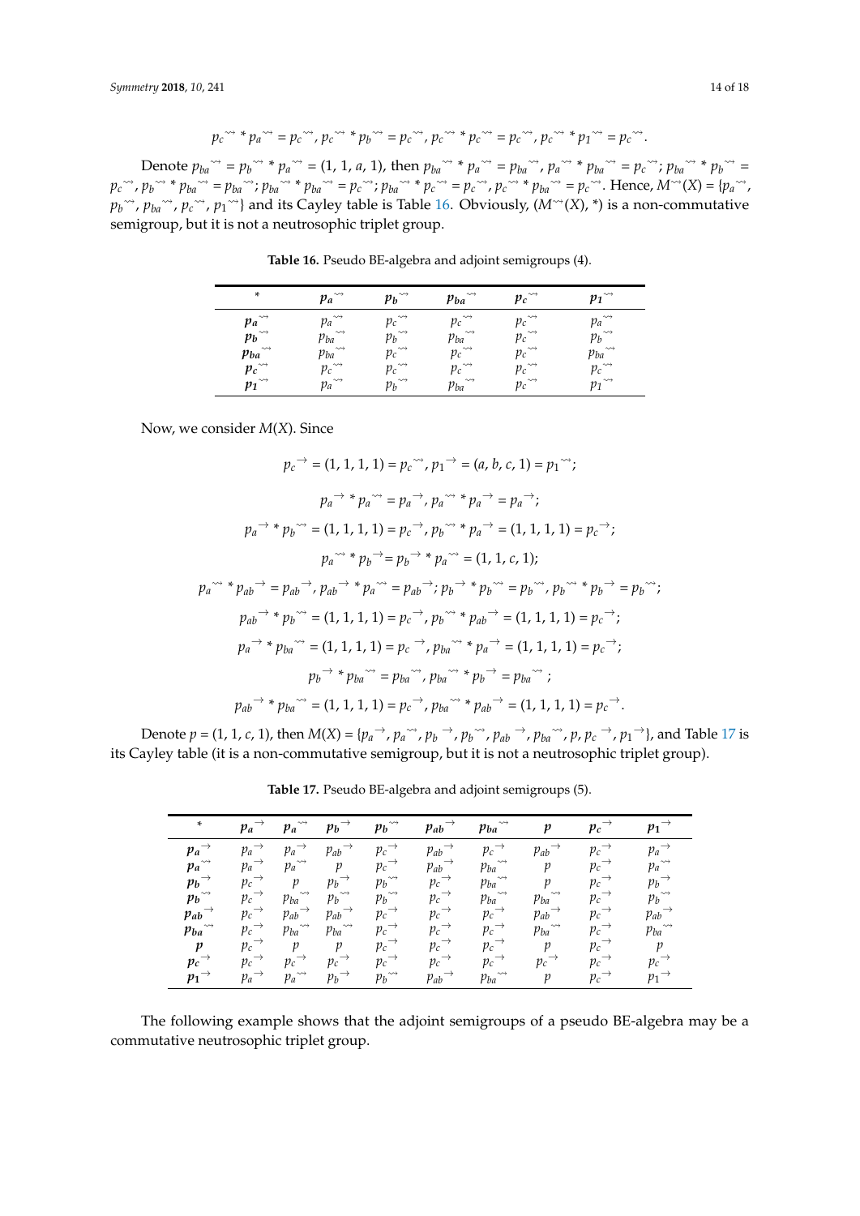$$p_c^{\rightsquigarrow} * p_a^{\rightsquigarrow} = p_c^{\rightsquigarrow},\ p_c^{\rightsquigarrow} * p_b^{\rightsquigarrow} = p_c^{\rightsquigarrow},\ p_c^{\rightsquigarrow} * p_c^{\rightsquigarrow} = p_c^{\rightsquigarrow},\ p_c^{\rightsquigarrow} * p_1^{\rightsquigarrow} = p_c^{\rightsquigarrow}.$$

Denote $p_{ba}^{\rightsquigarrow} = p_b^{\rightsquigarrow} * p_a^{\rightsquigarrow} = (1, 1, a, 1)$, then $p_{ba}^{\rightsquigarrow} * p_a^{\rightsquigarrow} = p_{ba}^{\rightsquigarrow}$, $p_a^{\rightsquigarrow} * p_{ba}^{\rightsquigarrow} = p_c^{\rightsquigarrow}$; $p_{ba}^{\rightsquigarrow} * p_b^{\rightsquigarrow} = p_c^{\rightsquigarrow}$, $p_b^{\rightsquigarrow} * p_{ba}^{\rightsquigarrow} = p_{ba}^{\rightsquigarrow}$; $p_{ba}^{\rightsquigarrow} * p_{ba}^{\rightsquigarrow} = p_c^{\rightsquigarrow}$; $p_{ba}^{\rightsquigarrow} * p_c^{\rightsquigarrow} = p_c^{\rightsquigarrow}$, $p_c^{\rightsquigarrow} * p_{ba}^{\rightsquigarrow} = p_c^{\rightsquigarrow}$. Hence, $M^{\rightsquigarrow}(X) = \{p_a^{\rightsquigarrow}, p_b^{\rightsquigarrow}, p_{ba}^{\rightsquigarrow}, p_c^{\rightsquigarrow}, p_1^{\rightsquigarrow}\}$ and its Cayley table is Table 16. Obviously, $(M^{\rightsquigarrow}(X), *)$ is a non-commutative semigroup, but it is not a neutrosophic triplet group.

**Table 16.** Pseudo BE-algebra and adjoint semigroups (4).

| $*$ | $p_a^{\rightsquigarrow}$ | $p_b^{\rightsquigarrow}$ | $p_{ba}^{\rightsquigarrow}$ | $p_c^{\rightsquigarrow}$ | $p_1^{\rightsquigarrow}$ |
|---|---|---|---|---|---|
| $p_a^{\rightsquigarrow}$ | $p_a^{\rightsquigarrow}$ | $p_c^{\rightsquigarrow}$ | $p_c^{\rightsquigarrow}$ | $p_c^{\rightsquigarrow}$ | $p_a^{\rightsquigarrow}$ |
| $p_b^{\rightsquigarrow}$ | $p_{ba}^{\rightsquigarrow}$ | $p_b^{\rightsquigarrow}$ | $p_{ba}^{\rightsquigarrow}$ | $p_c^{\rightsquigarrow}$ | $p_b^{\rightsquigarrow}$ |
| $p_{ba}^{\rightsquigarrow}$ | $p_{ba}^{\rightsquigarrow}$ | $p_c^{\rightsquigarrow}$ | $p_c^{\rightsquigarrow}$ | $p_c^{\rightsquigarrow}$ | $p_{ba}^{\rightsquigarrow}$ |
| $p_c^{\rightsquigarrow}$ | $p_c^{\rightsquigarrow}$ | $p_c^{\rightsquigarrow}$ | $p_c^{\rightsquigarrow}$ | $p_c^{\rightsquigarrow}$ | $p_c^{\rightsquigarrow}$ |
| $p_1^{\rightsquigarrow}$ | $p_a^{\rightsquigarrow}$ | $p_b^{\rightsquigarrow}$ | $p_{ba}^{\rightsquigarrow}$ | $p_c^{\rightsquigarrow}$ | $p_1^{\rightsquigarrow}$ |

Now, we consider $M(X)$. Since

$$p_c^{\rightarrow} = (1, 1, 1, 1) = p_c^{\rightsquigarrow},\ p_1^{\rightarrow} = (a, b, c, 1) = p_1^{\rightsquigarrow};$$

$$p_a^{\rightarrow} * p_a^{\rightsquigarrow} = p_a^{\rightarrow},\ p_a^{\rightsquigarrow} * p_a^{\rightarrow} = p_a^{\rightarrow};$$

$$p_a^{\rightarrow} * p_b^{\rightsquigarrow} = (1, 1, 1, 1) = p_c^{\rightarrow},\ p_b^{\rightsquigarrow} * p_a^{\rightarrow} = (1, 1, 1, 1) = p_c^{\rightarrow};$$

$$p_a^{\rightsquigarrow} * p_b^{\rightarrow} = p_b^{\rightarrow} * p_a^{\rightsquigarrow} = (1, 1, c, 1);$$

$$p_a^{\rightsquigarrow} * p_{ab}^{\rightarrow} = p_{ab}^{\rightarrow},\ p_{ab}^{\rightarrow} * p_a^{\rightsquigarrow} = p_{ab}^{\rightarrow};\ p_b^{\rightarrow} * p_b^{\rightsquigarrow} = p_b^{\rightsquigarrow},\ p_b^{\rightsquigarrow} * p_b^{\rightarrow} = p_b^{\rightsquigarrow};$$

$$p_{ab}^{\rightarrow} * p_b^{\rightsquigarrow} = (1, 1, 1, 1) = p_c^{\rightarrow},\ p_b^{\rightsquigarrow} * p_{ab}^{\rightarrow} = (1, 1, 1, 1) = p_c^{\rightarrow};$$

$$p_a^{\rightarrow} * p_{ba}^{\rightsquigarrow} = (1, 1, 1, 1) = p_c^{\rightarrow},\ p_{ba}^{\rightsquigarrow} * p_a^{\rightarrow} = (1, 1, 1, 1) = p_c^{\rightarrow};$$

$$p_b^{\rightarrow} * p_{ba}^{\rightsquigarrow} = p_{ba}^{\rightsquigarrow},\ p_{ba}^{\rightsquigarrow} * p_b^{\rightarrow} = p_{ba}^{\rightsquigarrow};$$

$$p_{ab}^{\rightarrow} * p_{ba}^{\rightsquigarrow} = (1, 1, 1, 1) = p_c^{\rightarrow},\ p_{ba}^{\rightsquigarrow} * p_{ab}^{\rightarrow} = (1, 1, 1, 1) = p_c^{\rightarrow}.$$

Denote $p = (1, 1, c, 1)$, then $M(X) = \{p_a^{\rightarrow}, p_a^{\rightsquigarrow}, p_b^{\rightarrow}, p_b^{\rightsquigarrow}, p_{ab}^{\rightarrow}, p_{ba}^{\rightsquigarrow}, p, p_c^{\rightarrow}, p_1^{\rightarrow}\}$, and Table 17 is its Cayley table (it is a non-commutative semigroup, but it is not a neutrosophic triplet group).

**Table 17.** Pseudo BE-algebra and adjoint semigroups (5).

| $*$ | $p_a^{\rightarrow}$ | $p_a^{\rightsquigarrow}$ | $p_b^{\rightarrow}$ | $p_b^{\rightsquigarrow}$ | $p_{ab}^{\rightarrow}$ | $p_{ba}^{\rightsquigarrow}$ | $p$ | $p_c^{\rightarrow}$ | $p_1^{\rightarrow}$ |
|---|---|---|---|---|---|---|---|---|---|
| $p_a^{\rightarrow}$ | $p_a^{\rightarrow}$ | $p_a^{\rightarrow}$ | $p_{ab}^{\rightarrow}$ | $p_c^{\rightarrow}$ | $p_{ab}^{\rightarrow}$ | $p_c^{\rightarrow}$ | $p_{ab}^{\rightarrow}$ | $p_c^{\rightarrow}$ | $p_a^{\rightarrow}$ |
| $p_a^{\rightsquigarrow}$ | $p_a^{\rightarrow}$ | $p_a^{\rightsquigarrow}$ | $p$ | $p_c^{\rightarrow}$ | $p_{ab}^{\rightarrow}$ | $p_{ba}^{\rightsquigarrow}$ | $p$ | $p_c^{\rightarrow}$ | $p_a^{\rightsquigarrow}$ |
| $p_b^{\rightarrow}$ | $p_c^{\rightarrow}$ | $p$ | $p_b^{\rightarrow}$ | $p_b^{\rightsquigarrow}$ | $p_c^{\rightarrow}$ | $p_{ba}^{\rightsquigarrow}$ | $p$ | $p_c^{\rightarrow}$ | $p_b^{\rightarrow}$ |
| $p_b^{\rightsquigarrow}$ | $p_c^{\rightarrow}$ | $p_{ba}^{\rightsquigarrow}$ | $p_b^{\rightsquigarrow}$ | $p_b^{\rightsquigarrow}$ | $p_c^{\rightarrow}$ | $p_{ba}^{\rightsquigarrow}$ | $p_{ba}^{\rightsquigarrow}$ | $p_c^{\rightarrow}$ | $p_b^{\rightsquigarrow}$ |
| $p_{ab}^{\rightarrow}$ | $p_c^{\rightarrow}$ | $p_{ab}^{\rightarrow}$ | $p_{ab}^{\rightarrow}$ | $p_c^{\rightarrow}$ | $p_c^{\rightarrow}$ | $p_c^{\rightarrow}$ | $p_{ab}^{\rightarrow}$ | $p_c^{\rightarrow}$ | $p_{ab}^{\rightarrow}$ |
| $p_{ba}^{\rightsquigarrow}$ | $p_c^{\rightarrow}$ | $p_{ba}^{\rightsquigarrow}$ | $p_{ba}^{\rightsquigarrow}$ | $p_c^{\rightarrow}$ | $p_c^{\rightarrow}$ | $p_c^{\rightarrow}$ | $p_{ba}^{\rightsquigarrow}$ | $p_c^{\rightarrow}$ | $p_{ba}^{\rightsquigarrow}$ |
| $p$ | $p_c^{\rightarrow}$ | $p$ | $p$ | $p_c^{\rightarrow}$ | $p_c^{\rightarrow}$ | $p_c^{\rightarrow}$ | $p$ | $p_c^{\rightarrow}$ | $p$ |
| $p_c^{\rightarrow}$ | $p_c^{\rightarrow}$ | $p_c^{\rightarrow}$ | $p_c^{\rightarrow}$ | $p_c^{\rightarrow}$ | $p_c^{\rightarrow}$ | $p_c^{\rightarrow}$ | $p_c^{\rightarrow}$ | $p_c^{\rightarrow}$ | $p_c^{\rightarrow}$ |
| $p_1^{\rightarrow}$ | $p_a^{\rightarrow}$ | $p_a^{\rightsquigarrow}$ | $p_b^{\rightarrow}$ | $p_b^{\rightsquigarrow}$ | $p_{ab}^{\rightarrow}$ | $p_{ba}^{\rightsquigarrow}$ | $p$ | $p_c^{\rightarrow}$ | $p_1^{\rightarrow}$ |

The following example shows that the adjoint semigroups of a pseudo BE-algebra may be a commutative neutrosophic triplet group.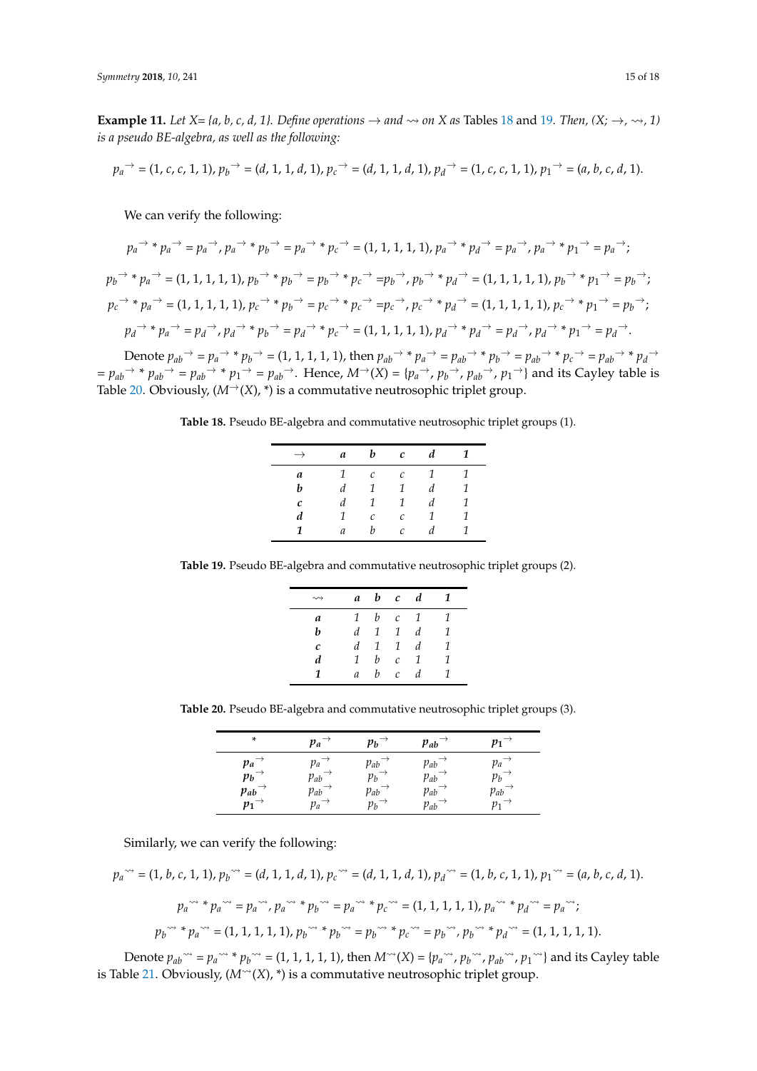**Example 11.** *Let X= {a, b, c, d, 1}. Define operations $\rightarrow$ and $\rightsquigarrow$ on X as* Tables 18 *and* 19*. Then, (X; $\rightarrow$, $\rightsquigarrow$, 1) is a pseudo BE-algebra, as well as the following:*

$$p_a{}^{\rightarrow} = (1, c, c, 1, 1),\ p_b{}^{\rightarrow} = (d, 1, 1, d, 1),\ p_c{}^{\rightarrow} = (d, 1, 1, d, 1),\ p_d{}^{\rightarrow} = (1, c, c, 1, 1),\ p_1{}^{\rightarrow} = (a, b, c, d, 1).$$

We can verify the following:

$$p_a{}^{\rightarrow} * p_a{}^{\rightarrow} = p_a{}^{\rightarrow},\ p_a{}^{\rightarrow} * p_b{}^{\rightarrow} = p_a{}^{\rightarrow} * p_c{}^{\rightarrow} = (1, 1, 1, 1, 1),\ p_a{}^{\rightarrow} * p_d{}^{\rightarrow} = p_a{}^{\rightarrow},\ p_a{}^{\rightarrow} * p_1{}^{\rightarrow} = p_a{}^{\rightarrow};$$

$$p_b{}^{\rightarrow} * p_a{}^{\rightarrow} = (1, 1, 1, 1, 1),\ p_b{}^{\rightarrow} * p_b{}^{\rightarrow} = p_b{}^{\rightarrow} * p_c{}^{\rightarrow} = p_b{}^{\rightarrow},\ p_b{}^{\rightarrow} * p_d{}^{\rightarrow} = (1, 1, 1, 1, 1),\ p_b{}^{\rightarrow} * p_1{}^{\rightarrow} = p_b{}^{\rightarrow};$$

$$p_c{}^{\rightarrow} * p_a{}^{\rightarrow} = (1, 1, 1, 1, 1),\ p_c{}^{\rightarrow} * p_b{}^{\rightarrow} = p_c{}^{\rightarrow} * p_c{}^{\rightarrow} = p_c{}^{\rightarrow},\ p_c{}^{\rightarrow} * p_d{}^{\rightarrow} = (1, 1, 1, 1, 1),\ p_c{}^{\rightarrow} * p_1{}^{\rightarrow} = p_b{}^{\rightarrow};$$

$$p_d{}^{\rightarrow} * p_a{}^{\rightarrow} = p_d{}^{\rightarrow},\ p_d{}^{\rightarrow} * p_b{}^{\rightarrow} = p_d{}^{\rightarrow} * p_c{}^{\rightarrow} = (1, 1, 1, 1, 1),\ p_d{}^{\rightarrow} * p_d{}^{\rightarrow} = p_d{}^{\rightarrow},\ p_d{}^{\rightarrow} * p_1{}^{\rightarrow} = p_d{}^{\rightarrow}.$$

Denote $p_{ab}{}^{\rightarrow} = p_a{}^{\rightarrow} * p_b{}^{\rightarrow} = (1, 1, 1, 1, 1)$, then $p_{ab}{}^{\rightarrow} * p_a{}^{\rightarrow} = p_{ab}{}^{\rightarrow} * p_b{}^{\rightarrow} = p_{ab}{}^{\rightarrow} * p_c{}^{\rightarrow} = p_{ab}{}^{\rightarrow} * p_d{}^{\rightarrow} = p_{ab}{}^{\rightarrow} * p_{ab}{}^{\rightarrow} = p_{ab}{}^{\rightarrow} * p_1{}^{\rightarrow} = p_{ab}{}^{\rightarrow}$. Hence, $M^{\rightarrow}(X) = \{p_a{}^{\rightarrow}, p_b{}^{\rightarrow}, p_{ab}{}^{\rightarrow}, p_1{}^{\rightarrow}\}$ and its Cayley table is Table 20. Obviously, $(M^{\rightarrow}(X), *)$ is a commutative neutrosophic triplet group.

**Table 18.** Pseudo BE-algebra and commutative neutrosophic triplet groups (1).

| $\rightarrow$ | *a* | *b* | *c* | *d* | *1* |
|---|---|---|---|---|---|
| ***a*** | 1 | *c* | *c* | 1 | 1 |
| ***b*** | *d* | 1 | 1 | *d* | 1 |
| ***c*** | *d* | 1 | 1 | *d* | 1 |
| ***d*** | 1 | *c* | *c* | 1 | 1 |
| ***1*** | *a* | *b* | *c* | *d* | 1 |

**Table 19.** Pseudo BE-algebra and commutative neutrosophic triplet groups (2).

| $\rightsquigarrow$ | *a* | *b* | *c* | *d* | *1* |
|---|---|---|---|---|---|
| ***a*** | 1 | *b* | *c* | 1 | 1 |
| ***b*** | *d* | 1 | 1 | *d* | 1 |
| ***c*** | *d* | 1 | 1 | *d* | 1 |
| ***d*** | 1 | *b* | *c* | 1 | 1 |
| ***1*** | *a* | *b* | *c* | *d* | 1 |

**Table 20.** Pseudo BE-algebra and commutative neutrosophic triplet groups (3).

| * | $p_a{}^{\rightarrow}$ | $p_b{}^{\rightarrow}$ | $p_{ab}{}^{\rightarrow}$ | $p_1{}^{\rightarrow}$ |
|---|---|---|---|---|
| $p_a{}^{\rightarrow}$ | $p_a{}^{\rightarrow}$ | $p_{ab}{}^{\rightarrow}$ | $p_{ab}{}^{\rightarrow}$ | $p_a{}^{\rightarrow}$ |
| $p_b{}^{\rightarrow}$ | $p_{ab}{}^{\rightarrow}$ | $p_b{}^{\rightarrow}$ | $p_{ab}{}^{\rightarrow}$ | $p_b{}^{\rightarrow}$ |
| $p_{ab}{}^{\rightarrow}$ | $p_{ab}{}^{\rightarrow}$ | $p_{ab}{}^{\rightarrow}$ | $p_{ab}{}^{\rightarrow}$ | $p_{ab}{}^{\rightarrow}$ |
| $p_1{}^{\rightarrow}$ | $p_a{}^{\rightarrow}$ | $p_b{}^{\rightarrow}$ | $p_{ab}{}^{\rightarrow}$ | $p_1{}^{\rightarrow}$ |

Similarly, we can verify the following:

$$p_a{}^{\rightsquigarrow} = (1, b, c, 1, 1),\ p_b{}^{\rightsquigarrow} = (d, 1, 1, d, 1),\ p_c{}^{\rightsquigarrow} = (d, 1, 1, d, 1),\ p_d{}^{\rightsquigarrow} = (1, b, c, 1, 1),\ p_1{}^{\rightsquigarrow} = (a, b, c, d, 1).$$

$$p_a{}^{\rightsquigarrow} * p_a{}^{\rightsquigarrow} = p_a{}^{\rightsquigarrow},\ p_a{}^{\rightsquigarrow} * p_b{}^{\rightsquigarrow} = p_a{}^{\rightsquigarrow} * p_c{}^{\rightsquigarrow} = (1, 1, 1, 1, 1),\ p_a{}^{\rightsquigarrow} * p_d{}^{\rightsquigarrow} = p_a{}^{\rightsquigarrow};$$

$$p_b{}^{\rightsquigarrow} * p_a{}^{\rightsquigarrow} = (1, 1, 1, 1, 1),\ p_b{}^{\rightsquigarrow} * p_b{}^{\rightsquigarrow} = p_b{}^{\rightsquigarrow} * p_c{}^{\rightsquigarrow} = p_b{}^{\rightsquigarrow},\ p_b{}^{\rightsquigarrow} * p_d{}^{\rightsquigarrow} = (1, 1, 1, 1, 1).$$

Denote $p_{ab}{}^{\rightsquigarrow} = p_a{}^{\rightsquigarrow} * p_b{}^{\rightsquigarrow} = (1, 1, 1, 1, 1)$, then $M^{\rightsquigarrow}(X) = \{p_a{}^{\rightsquigarrow}, p_b{}^{\rightsquigarrow}, p_{ab}{}^{\rightsquigarrow}, p_1{}^{\rightsquigarrow}\}$ and its Cayley table is Table 21. Obviously, $(M^{\rightsquigarrow}(X), *)$ is a commutative neutrosophic triplet group.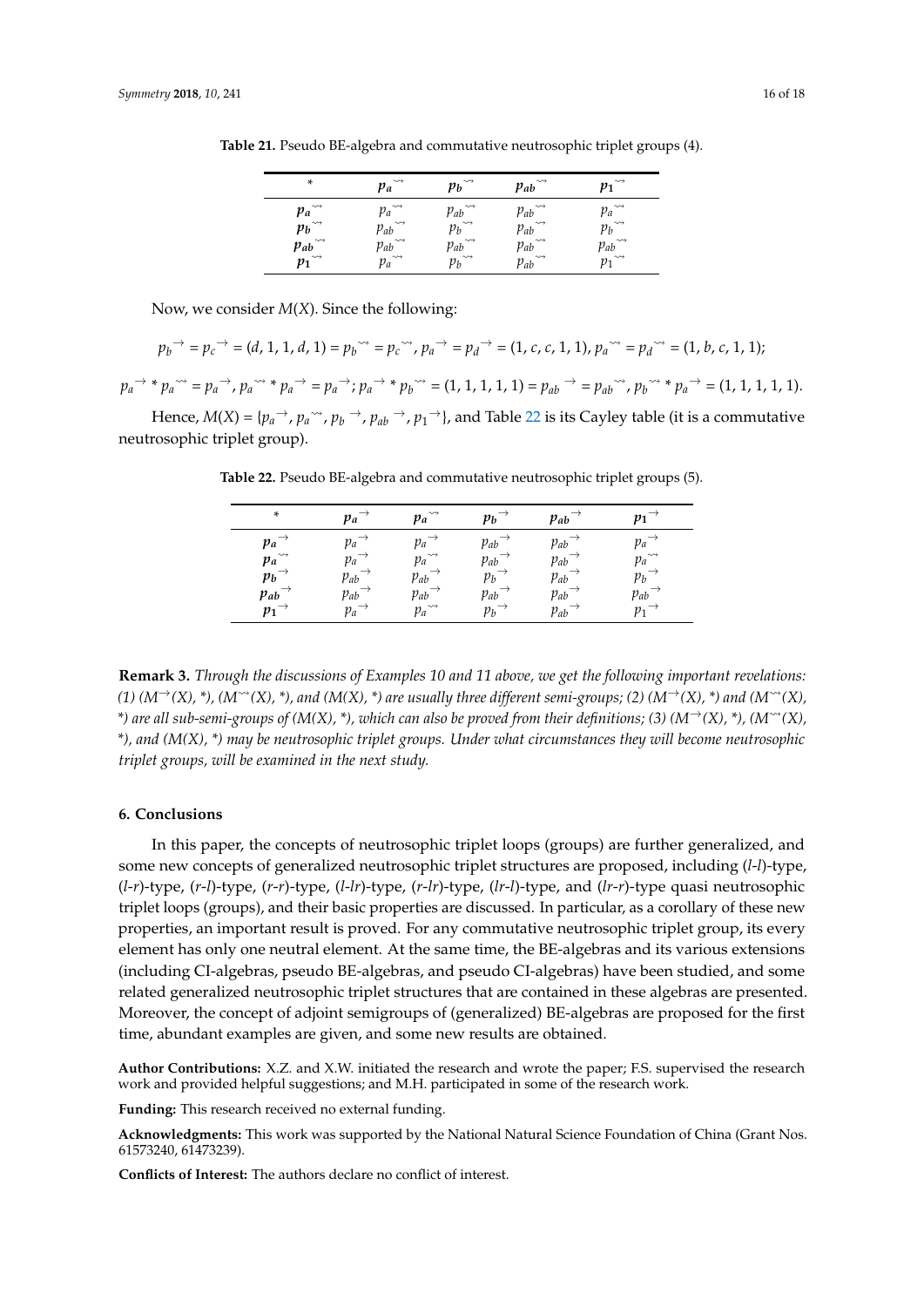**Table 21.** Pseudo BE-algebra and commutative neutrosophic triplet groups (4).

| $*$ | $p_a{}^{\rightsquigarrow}$ | $p_b{}^{\rightsquigarrow}$ | $p_{ab}{}^{\rightsquigarrow}$ | $p_1{}^{\rightsquigarrow}$ |
|---|---|---|---|---|
| $p_a{}^{\rightsquigarrow}$ | $p_a{}^{\rightsquigarrow}$ | $p_{ab}{}^{\rightsquigarrow}$ | $p_{ab}{}^{\rightsquigarrow}$ | $p_a{}^{\rightsquigarrow}$ |
| $p_b{}^{\rightsquigarrow}$ | $p_{ab}{}^{\rightsquigarrow}$ | $p_b{}^{\rightsquigarrow}$ | $p_{ab}{}^{\rightsquigarrow}$ | $p_b{}^{\rightsquigarrow}$ |
| $p_{ab}{}^{\rightsquigarrow}$ | $p_{ab}{}^{\rightsquigarrow}$ | $p_{ab}{}^{\rightsquigarrow}$ | $p_{ab}{}^{\rightsquigarrow}$ | $p_{ab}{}^{\rightsquigarrow}$ |
| $p_1{}^{\rightsquigarrow}$ | $p_a{}^{\rightsquigarrow}$ | $p_b{}^{\rightsquigarrow}$ | $p_{ab}{}^{\rightsquigarrow}$ | $p_1{}^{\rightsquigarrow}$ |

Now, we consider $M(X)$. Since the following:

$$p_b{}^{\rightarrow} = p_c{}^{\rightarrow} = (d, 1, 1, d, 1) = p_b{}^{\rightsquigarrow} = p_c{}^{\rightsquigarrow},\ p_a{}^{\rightarrow} = p_d{}^{\rightarrow} = (1, c, c, 1, 1),\ p_a{}^{\rightsquigarrow} = p_d{}^{\rightsquigarrow} = (1, b, c, 1, 1);$$

$$p_a{}^{\rightarrow} * p_a{}^{\rightsquigarrow} = p_a{}^{\rightarrow},\ p_a{}^{\rightsquigarrow} * p_a{}^{\rightarrow} = p_a{}^{\rightarrow};\ p_a{}^{\rightarrow} * p_b{}^{\rightsquigarrow} = (1, 1, 1, 1, 1) = p_{ab}{}^{\rightarrow} = p_{ab}{}^{\rightsquigarrow},\ p_b{}^{\rightsquigarrow} * p_a{}^{\rightarrow} = (1, 1, 1, 1, 1).$$

Hence, $M(X) = \{p_a{}^{\rightarrow}, p_a{}^{\rightsquigarrow}, p_b{}^{\rightarrow}, p_{ab}{}^{\rightarrow}, p_1{}^{\rightarrow}\}$, and Table 22 is its Cayley table (it is a commutative neutrosophic triplet group).

**Table 22.** Pseudo BE-algebra and commutative neutrosophic triplet groups (5).

| $*$ | $p_a{}^{\rightarrow}$ | $p_a{}^{\rightsquigarrow}$ | $p_b{}^{\rightarrow}$ | $p_{ab}{}^{\rightarrow}$ | $p_1{}^{\rightarrow}$ |
|---|---|---|---|---|---|
| $p_a{}^{\rightarrow}$ | $p_a{}^{\rightarrow}$ | $p_a{}^{\rightarrow}$ | $p_{ab}{}^{\rightarrow}$ | $p_{ab}{}^{\rightarrow}$ | $p_a{}^{\rightarrow}$ |
| $p_a{}^{\rightsquigarrow}$ | $p_a{}^{\rightarrow}$ | $p_a{}^{\rightsquigarrow}$ | $p_{ab}{}^{\rightarrow}$ | $p_{ab}{}^{\rightarrow}$ | $p_a{}^{\rightsquigarrow}$ |
| $p_b{}^{\rightarrow}$ | $p_{ab}{}^{\rightarrow}$ | $p_{ab}{}^{\rightarrow}$ | $p_b{}^{\rightarrow}$ | $p_{ab}{}^{\rightarrow}$ | $p_b{}^{\rightarrow}$ |
| $p_{ab}{}^{\rightarrow}$ | $p_{ab}{}^{\rightarrow}$ | $p_{ab}{}^{\rightarrow}$ | $p_{ab}{}^{\rightarrow}$ | $p_{ab}{}^{\rightarrow}$ | $p_{ab}{}^{\rightarrow}$ |
| $p_1{}^{\rightarrow}$ | $p_a{}^{\rightarrow}$ | $p_a{}^{\rightsquigarrow}$ | $p_b{}^{\rightarrow}$ | $p_{ab}{}^{\rightarrow}$ | $p_1{}^{\rightarrow}$ |

**Remark 3.** *Through the discussions of Examples 10 and 11 above, we get the following important revelations: (1) $(M^{\rightarrow}(X), *)$, $(M^{\rightsquigarrow}(X), *)$, and $(M(X), *)$ are usually three different semi-groups; (2) $(M^{\rightarrow}(X), *)$ and $(M^{\rightsquigarrow}(X), *)$ are all sub-semi-groups of $(M(X), *)$, which can also be proved from their definitions; (3) $(M^{\rightarrow}(X), *)$, $(M^{\rightsquigarrow}(X), *)$, and $(M(X), *)$ may be neutrosophic triplet groups. Under what circumstances they will become neutrosophic triplet groups, will be examined in the next study.*

## 6. Conclusions

In this paper, the concepts of neutrosophic triplet loops (groups) are further generalized, and some new concepts of generalized neutrosophic triplet structures are proposed, including (*l-l*)-type, (*l-r*)-type, (*r-l*)-type, (*r-r*)-type, (*l-lr*)-type, (*r-lr*)-type, (*lr-l*)-type, and (*lr-r*)-type quasi neutrosophic triplet loops (groups), and their basic properties are discussed. In particular, as a corollary of these new properties, an important result is proved. For any commutative neutrosophic triplet group, its every element has only one neutral element. At the same time, the BE-algebras and its various extensions (including CI-algebras, pseudo BE-algebras, and pseudo CI-algebras) have been studied, and some related generalized neutrosophic triplet structures that are contained in these algebras are presented. Moreover, the concept of adjoint semigroups of (generalized) BE-algebras are proposed for the first time, abundant examples are given, and some new results are obtained.

**Author Contributions:** X.Z. and X.W. initiated the research and wrote the paper; F.S. supervised the research work and provided helpful suggestions; and M.H. participated in some of the research work.

**Funding:** This research received no external funding.

**Acknowledgments:** This work was supported by the National Natural Science Foundation of China (Grant Nos. 61573240, 61473239).

**Conflicts of Interest:** The authors declare no conflict of interest.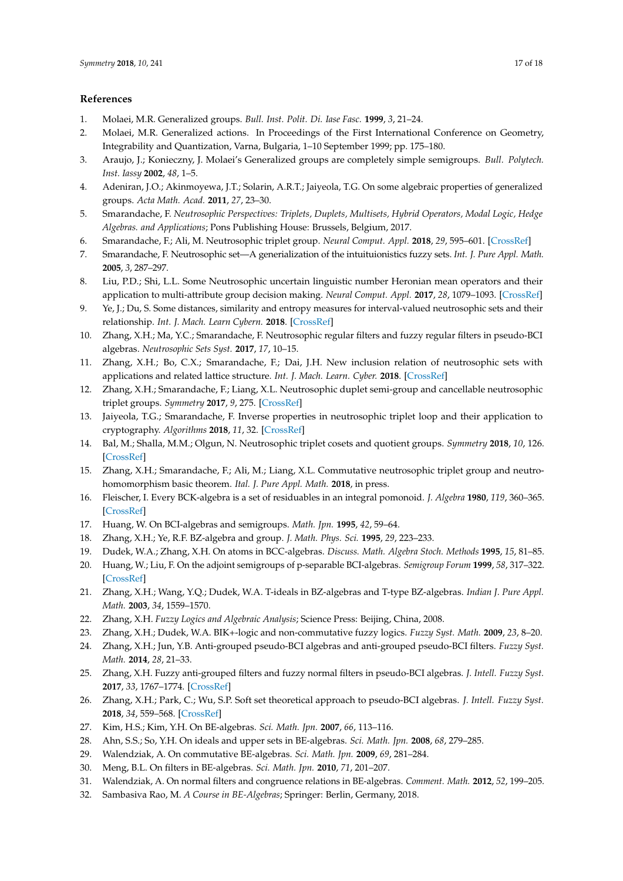## References

1. Molaei, M.R. Generalized groups. *Bull. Inst. Polit. Di. Iase Fasc.* **1999**, *3*, 21–24.
2. Molaei, M.R. Generalized actions. In Proceedings of the First International Conference on Geometry, Integrability and Quantization, Varna, Bulgaria, 1–10 September 1999; pp. 175–180.
3. Araujo, J.; Konieczny, J. Molaei's Generalized groups are completely simple semigroups. *Bull. Polytech. Inst. Iassy* **2002**, *48*, 1–5.
4. Adeniran, J.O.; Akinmoyewa, J.T.; Solarin, A.R.T.; Jaiyeola, T.G. On some algebraic properties of generalized groups. *Acta Math. Acad.* **2011**, *27*, 23–30.
5. Smarandache, F. *Neutrosophic Perspectives: Triplets, Duplets, Multisets, Hybrid Operators, Modal Logic, Hedge Algebras. and Applications*; Pons Publishing House: Brussels, Belgium, 2017.
6. Smarandache, F.; Ali, M. Neutrosophic triplet group. *Neural Comput. Appl.* **2018**, *29*, 595–601. [CrossRef]
7. Smarandache, F. Neutrosophic set—A generialization of the intuituionistics fuzzy sets. *Int. J. Pure Appl. Math.* **2005**, *3*, 287–297.
8. Liu, P.D.; Shi, L.L. Some Neutrosophic uncertain linguistic number Heronian mean operators and their application to multi-attribute group decision making. *Neural Comput. Appl.* **2017**, *28*, 1079–1093. [CrossRef]
9. Ye, J.; Du, S. Some distances, similarity and entropy measures for interval-valued neutrosophic sets and their relationship. *Int. J. Mach. Learn Cybern.* **2018**. [CrossRef]
10. Zhang, X.H.; Ma, Y.C.; Smarandache, F. Neutrosophic regular filters and fuzzy regular filters in pseudo-BCI algebras. *Neutrosophic Sets Syst.* **2017**, *17*, 10–15.
11. Zhang, X.H.; Bo, C.X.; Smarandache, F.; Dai, J.H. New inclusion relation of neutrosophic sets with applications and related lattice structure. *Int. J. Mach. Learn. Cyber.* **2018**. [CrossRef]
12. Zhang, X.H.; Smarandache, F.; Liang, X.L. Neutrosophic duplet semi-group and cancellable neutrosophic triplet groups. *Symmetry* **2017**, *9*, 275. [CrossRef]
13. Jaiyeola, T.G.; Smarandache, F. Inverse properties in neutrosophic triplet loop and their application to cryptography. *Algorithms* **2018**, *11*, 32. [CrossRef]
14. Bal, M.; Shalla, M.M.; Olgun, N. Neutrosophic triplet cosets and quotient groups. *Symmetry* **2018**, *10*, 126. [CrossRef]
15. Zhang, X.H.; Smarandache, F.; Ali, M.; Liang, X.L. Commutative neutrosophic triplet group and neutro-homomorphism basic theorem. *Ital. J. Pure Appl. Math.* **2018**, in press.
16. Fleischer, I. Every BCK-algebra is a set of residuables in an integral pomonoid. *J. Algebra* **1980**, *119*, 360–365. [CrossRef]
17. Huang, W. On BCI-algebras and semigroups. *Math. Jpn.* **1995**, *42*, 59–64.
18. Zhang, X.H.; Ye, R.F. BZ-algebra and group. *J. Math. Phys. Sci.* **1995**, *29*, 223–233.
19. Dudek, W.A.; Zhang, X.H. On atoms in BCC-algebras. *Discuss. Math. Algebra Stoch. Methods* **1995**, *15*, 81–85.
20. Huang, W.; Liu, F. On the adjoint semigroups of p-separable BCI-algebras. *Semigroup Forum* **1999**, *58*, 317–322. [CrossRef]
21. Zhang, X.H.; Wang, Y.Q.; Dudek, W.A. T-ideals in BZ-algebras and T-type BZ-algebras. *Indian J. Pure Appl. Math.* **2003**, *34*, 1559–1570.
22. Zhang, X.H. *Fuzzy Logics and Algebraic Analysis*; Science Press: Beijing, China, 2008.
23. Zhang, X.H.; Dudek, W.A. BIK+-logic and non-commutative fuzzy logics. *Fuzzy Syst. Math.* **2009**, *23*, 8–20.
24. Zhang, X.H.; Jun, Y.B. Anti-grouped pseudo-BCI algebras and anti-grouped pseudo-BCI filters. *Fuzzy Syst. Math.* **2014**, *28*, 21–33.
25. Zhang, X.H. Fuzzy anti-grouped filters and fuzzy normal filters in pseudo-BCI algebras. *J. Intell. Fuzzy Syst.* **2017**, *33*, 1767–1774. [CrossRef]
26. Zhang, X.H.; Park, C.; Wu, S.P. Soft set theoretical approach to pseudo-BCI algebras. *J. Intell. Fuzzy Syst.* **2018**, *34*, 559–568. [CrossRef]
27. Kim, H.S.; Kim, Y.H. On BE-algebras. *Sci. Math. Jpn.* **2007**, *66*, 113–116.
28. Ahn, S.S.; So, Y.H. On ideals and upper sets in BE-algebras. *Sci. Math. Jpn.* **2008**, *68*, 279–285.
29. Walendziak, A. On commutative BE-algebras. *Sci. Math. Jpn.* **2009**, *69*, 281–284.
30. Meng, B.L. On filters in BE-algebras. *Sci. Math. Jpn.* **2010**, *71*, 201–207.
31. Walendziak, A. On normal filters and congruence relations in BE-algebras. *Comment. Math.* **2012**, *52*, 199–205.
32. Sambasiva Rao, M. *A Course in BE-Algebras*; Springer: Berlin, Germany, 2018.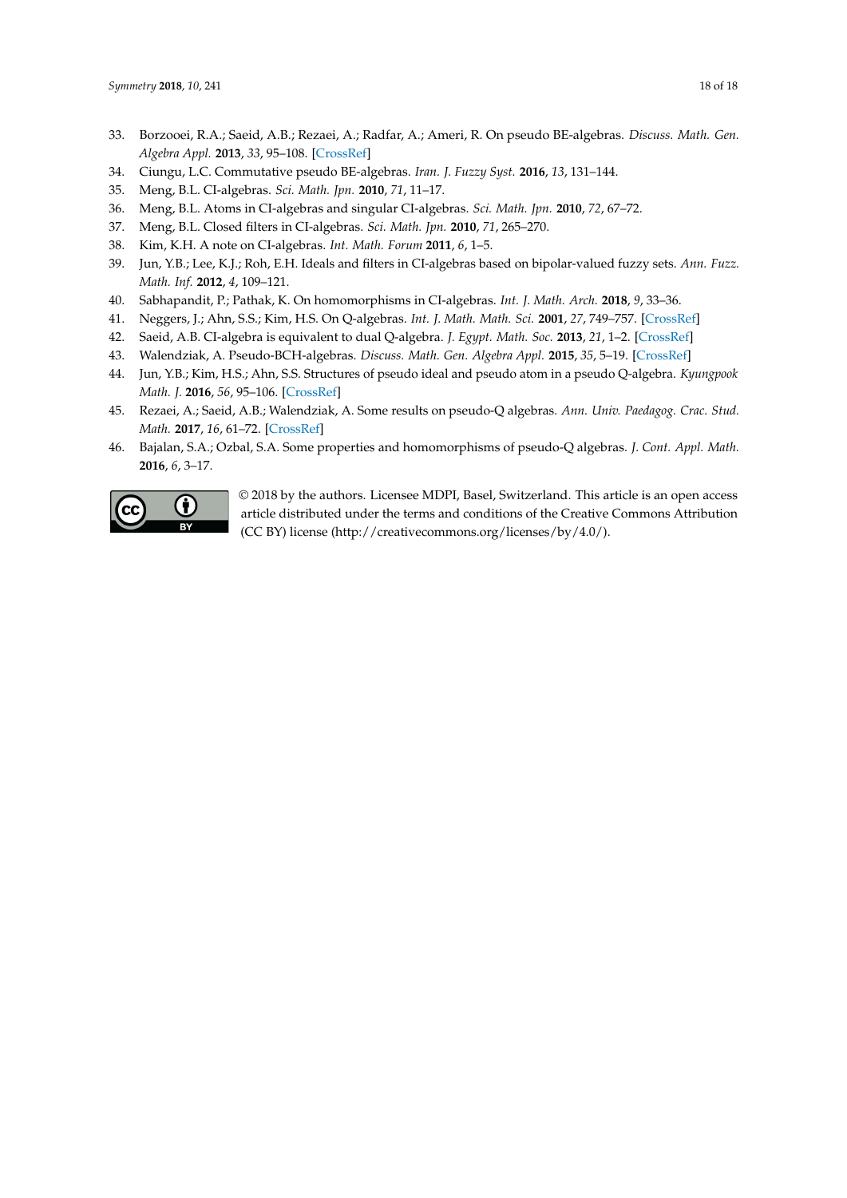33. Borzooei, R.A.; Saeid, A.B.; Rezaei, A.; Radfar, A.; Ameri, R. On pseudo BE-algebras. *Discuss. Math. Gen. Algebra Appl.* **2013**, *33*, 95–108. [CrossRef]
34. Ciungu, L.C. Commutative pseudo BE-algebras. *Iran. J. Fuzzy Syst.* **2016**, *13*, 131–144.
35. Meng, B.L. CI-algebras. *Sci. Math. Jpn.* **2010**, *71*, 11–17.
36. Meng, B.L. Atoms in CI-algebras and singular CI-algebras. *Sci. Math. Jpn.* **2010**, *72*, 67–72.
37. Meng, B.L. Closed filters in CI-algebras. *Sci. Math. Jpn.* **2010**, *71*, 265–270.
38. Kim, K.H. A note on CI-algebras. *Int. Math. Forum* **2011**, *6*, 1–5.
39. Jun, Y.B.; Lee, K.J.; Roh, E.H. Ideals and filters in CI-algebras based on bipolar-valued fuzzy sets. *Ann. Fuzz. Math. Inf.* **2012**, *4*, 109–121.
40. Sabhapandit, P.; Pathak, K. On homomorphisms in CI-algebras. *Int. J. Math. Arch.* **2018**, *9*, 33–36.
41. Neggers, J.; Ahn, S.S.; Kim, H.S. On Q-algebras. *Int. J. Math. Math. Sci.* **2001**, *27*, 749–757. [CrossRef]
42. Saeid, A.B. CI-algebra is equivalent to dual Q-algebra. *J. Egypt. Math. Soc.* **2013**, *21*, 1–2. [CrossRef]
43. Walendziak, A. Pseudo-BCH-algebras. *Discuss. Math. Gen. Algebra Appl.* **2015**, *35*, 5–19. [CrossRef]
44. Jun, Y.B.; Kim, H.S.; Ahn, S.S. Structures of pseudo ideal and pseudo atom in a pseudo Q-algebra. *Kyungpook Math. J.* **2016**, *56*, 95–106. [CrossRef]
45. Rezaei, A.; Saeid, A.B.; Walendziak, A. Some results on pseudo-Q algebras. *Ann. Univ. Paedagog. Crac. Stud. Math.* **2017**, *16*, 61–72. [CrossRef]
46. Bajalan, S.A.; Ozbal, S.A. Some properties and homomorphisms of pseudo-Q algebras. *J. Cont. Appl. Math.* **2016**, *6*, 3–17.

© 2018 by the authors. Licensee MDPI, Basel, Switzerland. This article is an open access article distributed under the terms and conditions of the Creative Commons Attribution (CC BY) license (http://creativecommons.org/licenses/by/4.0/).